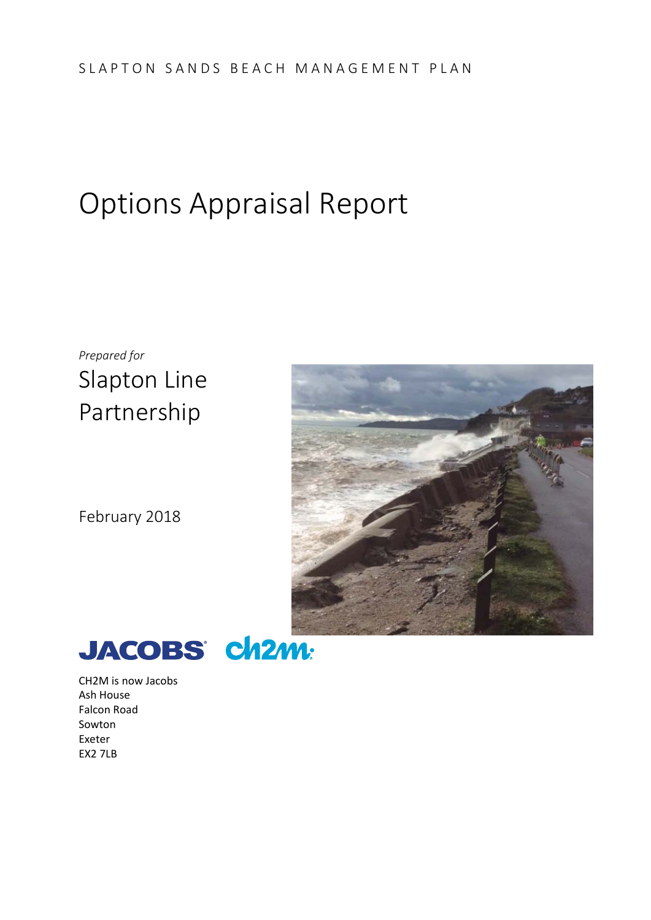SLAPTON SANDS BEACH MANAGEMENT PLAN

# Options Appraisal Report

*Prepared for*

Slapton Line Partnership

February 2018

JACOBS ch2m

CH2M is now Jacobs
Ash House
Falcon Road
Sowton
Exeter
EX2 7LB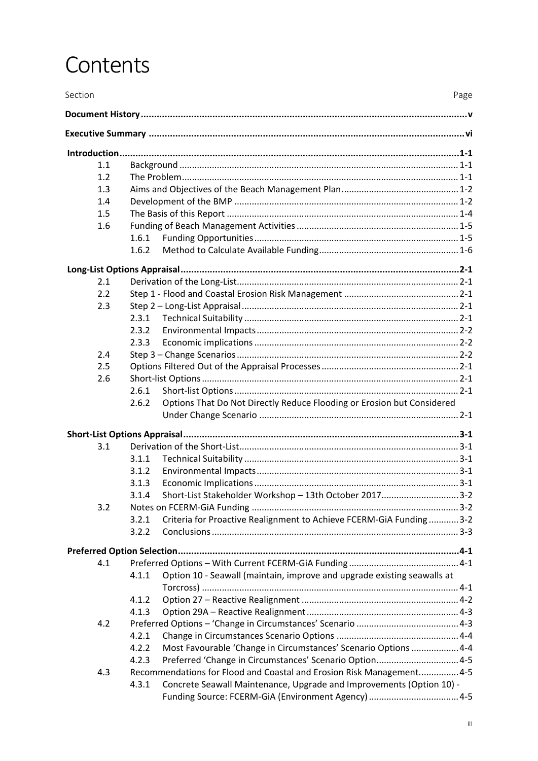# Contents

| Section | | | Page |
|---|---|---|---|
| **Document History** | | | **v** |
| **Executive Summary** | | | **vi** |
| **Introduction** | | | **1-1** |
| 1.1 | Background | | 1-1 |
| 1.2 | The Problem | | 1-1 |
| 1.3 | Aims and Objectives of the Beach Management Plan | | 1-2 |
| 1.4 | Development of the BMP | | 1-2 |
| 1.5 | The Basis of this Report | | 1-4 |
| 1.6 | Funding of Beach Management Activities | | 1-5 |
| | 1.6.1 | Funding Opportunities | 1-5 |
| | 1.6.2 | Method to Calculate Available Funding | 1-6 |
| **Long-List Options Appraisal** | | | **2-1** |
| 2.1 | Derivation of the Long-List | | 2-1 |
| 2.2 | Step 1 - Flood and Coastal Erosion Risk Management | | 2-1 |
| 2.3 | Step 2 – Long-List Appraisal | | 2-1 |
| | 2.3.1 | Technical Suitability | 2-1 |
| | 2.3.2 | Environmental Impacts | 2-2 |
| | 2.3.3 | Economic implications | 2-2 |
| 2.4 | Step 3 – Change Scenarios | | 2-2 |
| 2.5 | Options Filtered Out of the Appraisal Processes | | 2-1 |
| 2.6 | Short-list Options | | 2-1 |
| | 2.6.1 | Short-list Options | 2-1 |
| | 2.6.2 | Options That Do Not Directly Reduce Flooding or Erosion but Considered Under Change Scenario | 2-1 |
| **Short-List Options Appraisal** | | | **3-1** |
| 3.1 | Derivation of the Short-List | | 3-1 |
| | 3.1.1 | Technical Suitability | 3-1 |
| | 3.1.2 | Environmental Impacts | 3-1 |
| | 3.1.3 | Economic Implications | 3-1 |
| | 3.1.4 | Short-List Stakeholder Workshop – 13th October 2017 | 3-2 |
| 3.2 | Notes on FCERM-GiA Funding | | 3-2 |
| | 3.2.1 | Criteria for Proactive Realignment to Achieve FCERM-GiA Funding | 3-2 |
| | 3.2.2 | Conclusions | 3-3 |
| **Preferred Option Selection** | | | **4-1** |
| 4.1 | Preferred Options – With Current FCERM-GiA Funding | | 4-1 |
| | 4.1.1 | Option 10 - Seawall (maintain, improve and upgrade existing seawalls at Torcross) | 4-1 |
| | 4.1.2 | Option 27 – Reactive Realignment | 4-2 |
| | 4.1.3 | Option 29A – Reactive Realignment | 4-3 |
| 4.2 | Preferred Options – 'Change in Circumstances' Scenario | | 4-3 |
| | 4.2.1 | Change in Circumstances Scenario Options | 4-4 |
| | 4.2.2 | Most Favourable 'Change in Circumstances' Scenario Options | 4-4 |
| | 4.2.3 | Preferred 'Change in Circumstances' Scenario Option | 4-5 |
| 4.3 | Recommendations for Flood and Coastal and Erosion Risk Management | | 4-5 |
| | 4.3.1 | Concrete Seawall Maintenance, Upgrade and Improvements (Option 10) - Funding Source: FCERM-GiA (Environment Agency) | 4-5 |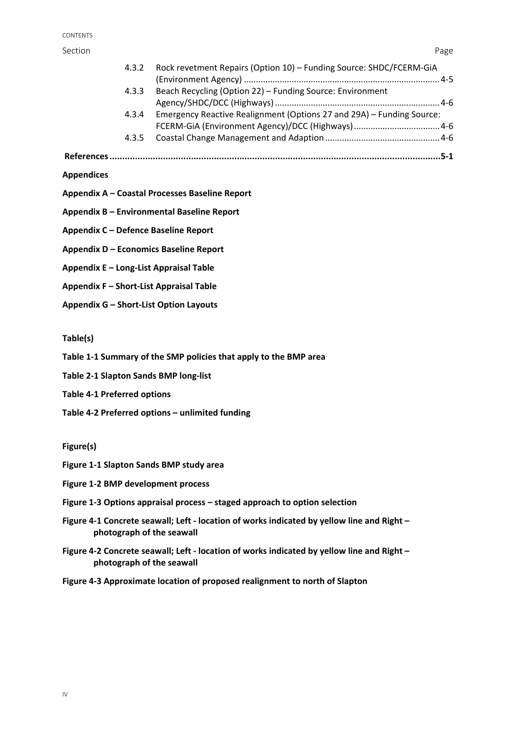CONTENTS

| Section | | Page |
|---|---|---|
| 4.3.2 | Rock revetment Repairs (Option 10) – Funding Source: SHDC/FCERM-GiA (Environment Agency) | 4-5 |
| 4.3.3 | Beach Recycling (Option 22) – Funding Source: Environment Agency/SHDC/DCC (Highways) | 4-6 |
| 4.3.4 | Emergency Reactive Realignment (Options 27 and 29A) – Funding Source: FCERM-GiA (Environment Agency)/DCC (Highways) | 4-6 |
| 4.3.5 | Coastal Change Management and Adaption | 4-6 |

**References** ........ **5-1**

**Appendices**

**Appendix A – Coastal Processes Baseline Report**

**Appendix B – Environmental Baseline Report**

**Appendix C – Defence Baseline Report**

**Appendix D – Economics Baseline Report**

**Appendix E – Long-List Appraisal Table**

**Appendix F – Short-List Appraisal Table**

**Appendix G – Short-List Option Layouts**

**Table(s)**

**Table 1-1 Summary of the SMP policies that apply to the BMP area**

**Table 2-1 Slapton Sands BMP long-list**

**Table 4-1 Preferred options**

**Table 4-2 Preferred options – unlimited funding**

**Figure(s)**

**Figure 1-1 Slapton Sands BMP study area**

**Figure 1-2 BMP development process**

**Figure 1-3 Options appraisal process – staged approach to option selection**

**Figure 4-1 Concrete seawall; Left - location of works indicated by yellow line and Right – photograph of the seawall**

**Figure 4-2 Concrete seawall; Left - location of works indicated by yellow line and Right – photograph of the seawall**

**Figure 4-3 Approximate location of proposed realignment to north of Slapton**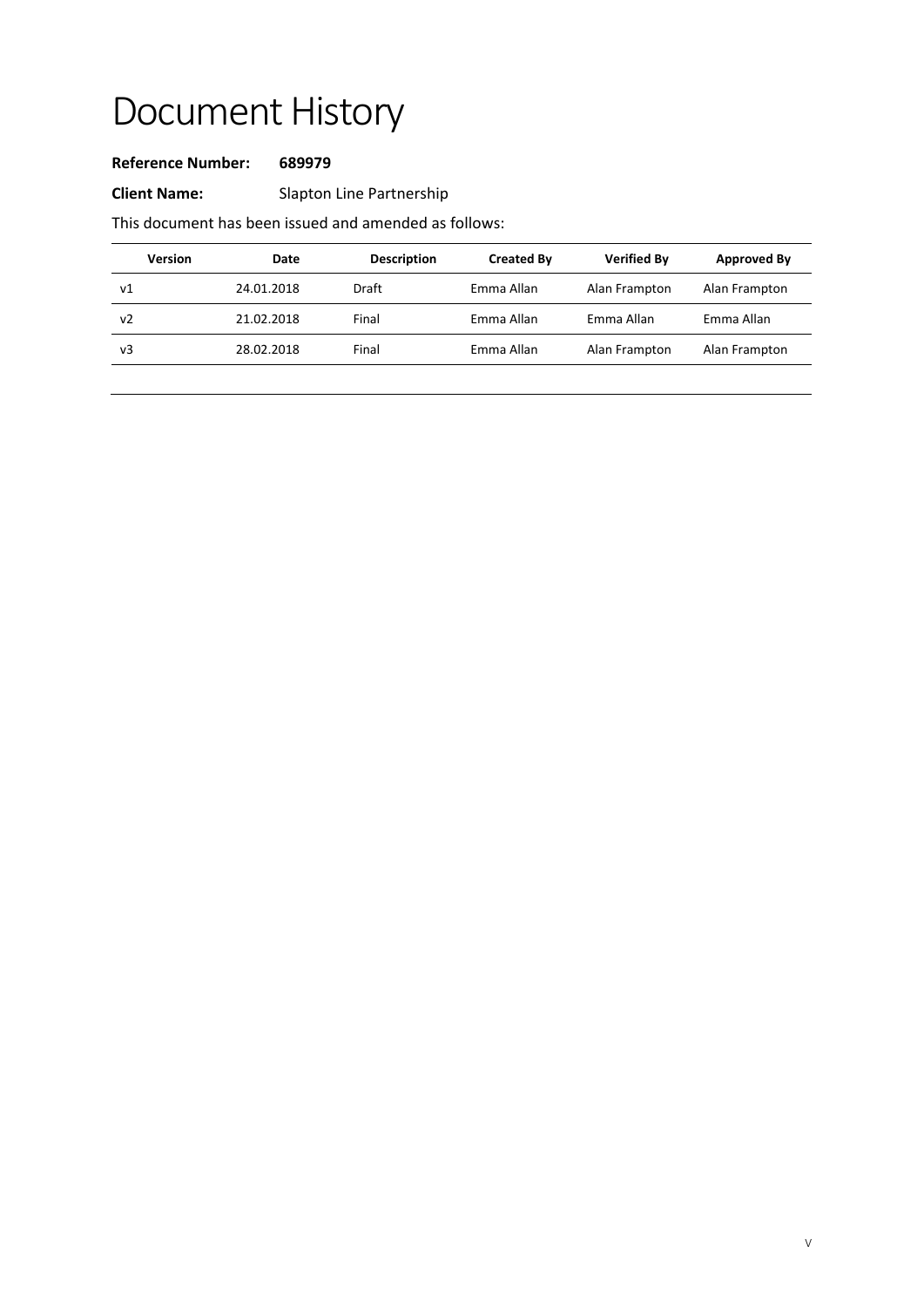# Document History

**Reference Number:** **689979**

**Client Name:** Slapton Line Partnership

This document has been issued and amended as follows:

| Version | Date | Description | Created By | Verified By | Approved By |
|---|---|---|---|---|---|
| v1 | 24.01.2018 | Draft | Emma Allan | Alan Frampton | Alan Frampton |
| v2 | 21.02.2018 | Final | Emma Allan | Emma Allan | Emma Allan |
| v3 | 28.02.2018 | Final | Emma Allan | Alan Frampton | Alan Frampton |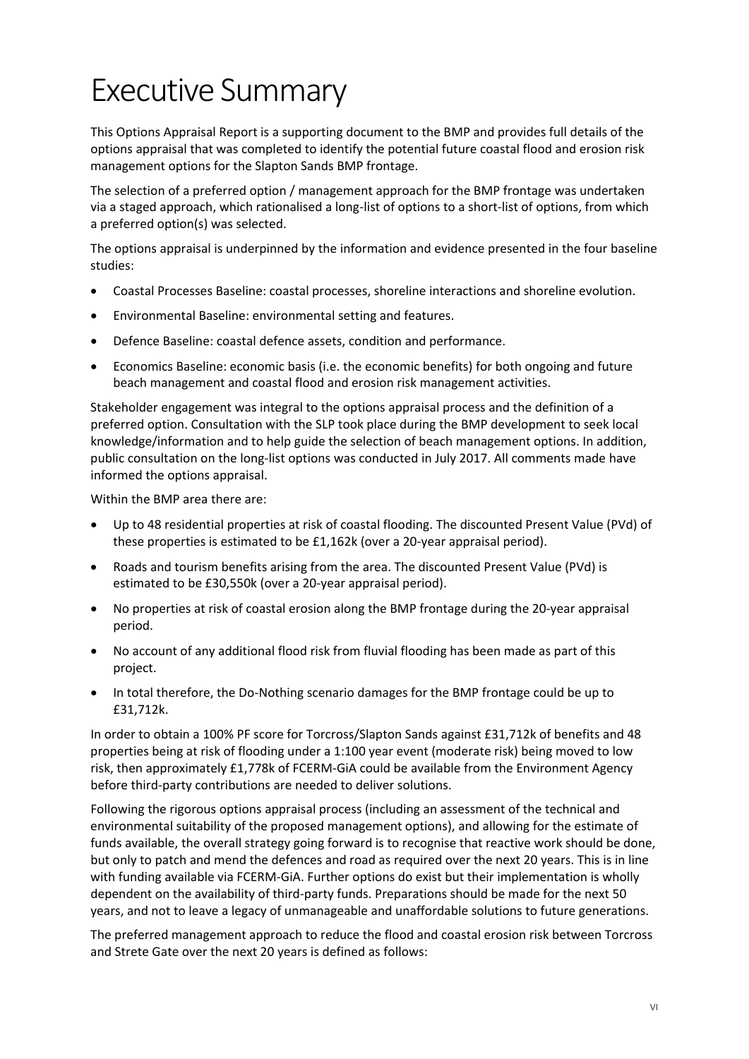# Executive Summary

This Options Appraisal Report is a supporting document to the BMP and provides full details of the options appraisal that was completed to identify the potential future coastal flood and erosion risk management options for the Slapton Sands BMP frontage.

The selection of a preferred option / management approach for the BMP frontage was undertaken via a staged approach, which rationalised a long-list of options to a short-list of options, from which a preferred option(s) was selected.

The options appraisal is underpinned by the information and evidence presented in the four baseline studies:

- Coastal Processes Baseline: coastal processes, shoreline interactions and shoreline evolution.
- Environmental Baseline: environmental setting and features.
- Defence Baseline: coastal defence assets, condition and performance.
- Economics Baseline: economic basis (i.e. the economic benefits) for both ongoing and future beach management and coastal flood and erosion risk management activities.

Stakeholder engagement was integral to the options appraisal process and the definition of a preferred option. Consultation with the SLP took place during the BMP development to seek local knowledge/information and to help guide the selection of beach management options. In addition, public consultation on the long-list options was conducted in July 2017. All comments made have informed the options appraisal.

Within the BMP area there are:

- Up to 48 residential properties at risk of coastal flooding. The discounted Present Value (PVd) of these properties is estimated to be £1,162k (over a 20-year appraisal period).
- Roads and tourism benefits arising from the area. The discounted Present Value (PVd) is estimated to be £30,550k (over a 20-year appraisal period).
- No properties at risk of coastal erosion along the BMP frontage during the 20-year appraisal period.
- No account of any additional flood risk from fluvial flooding has been made as part of this project.
- In total therefore, the Do-Nothing scenario damages for the BMP frontage could be up to £31,712k.

In order to obtain a 100% PF score for Torcross/Slapton Sands against £31,712k of benefits and 48 properties being at risk of flooding under a 1:100 year event (moderate risk) being moved to low risk, then approximately £1,778k of FCERM-GiA could be available from the Environment Agency before third-party contributions are needed to deliver solutions.

Following the rigorous options appraisal process (including an assessment of the technical and environmental suitability of the proposed management options), and allowing for the estimate of funds available, the overall strategy going forward is to recognise that reactive work should be done, but only to patch and mend the defences and road as required over the next 20 years. This is in line with funding available via FCERM-GiA. Further options do exist but their implementation is wholly dependent on the availability of third-party funds. Preparations should be made for the next 50 years, and not to leave a legacy of unmanageable and unaffordable solutions to future generations.

The preferred management approach to reduce the flood and coastal erosion risk between Torcross and Strete Gate over the next 20 years is defined as follows: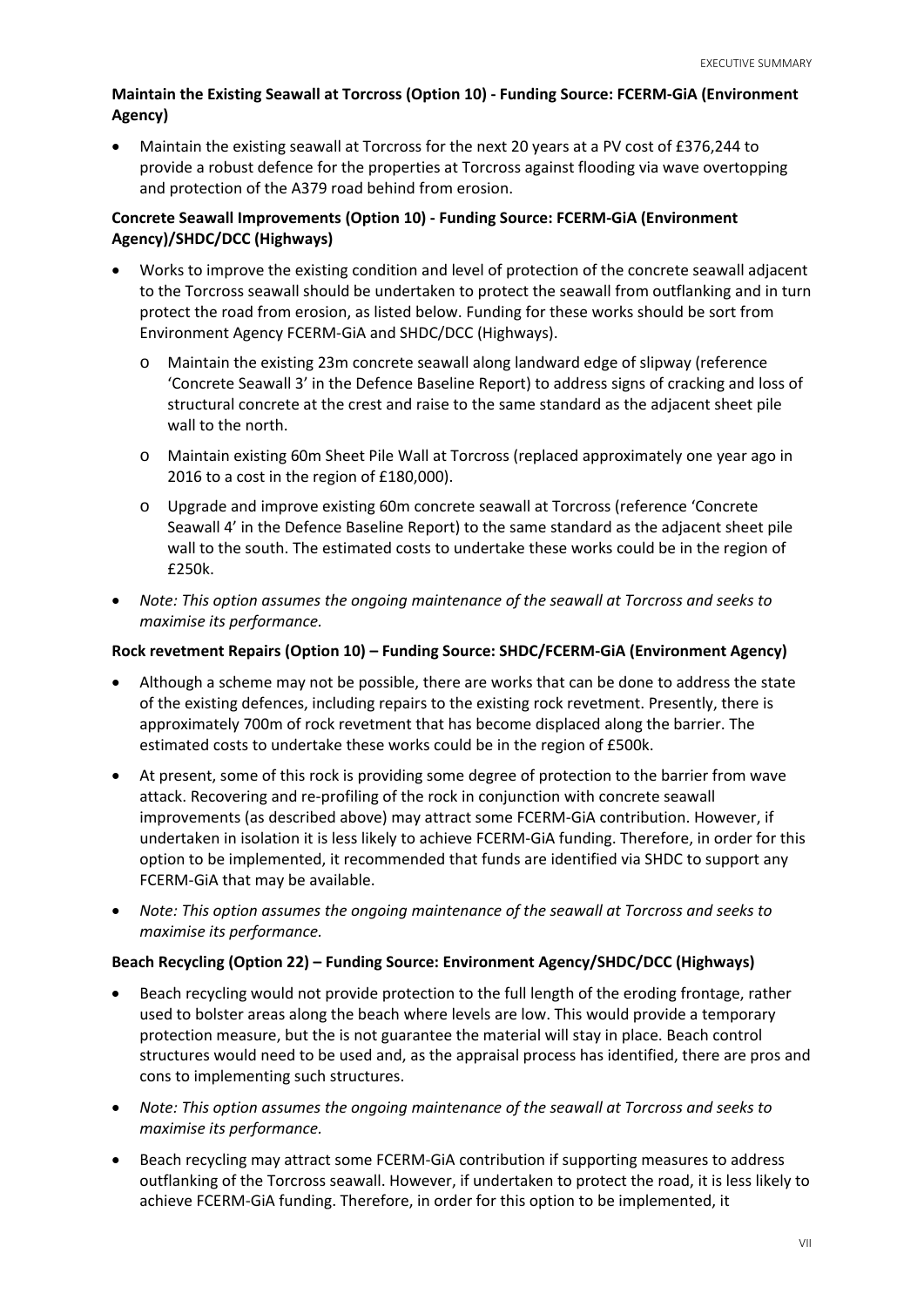**Maintain the Existing Seawall at Torcross (Option 10) - Funding Source: FCERM-GiA (Environment Agency)**

- Maintain the existing seawall at Torcross for the next 20 years at a PV cost of £376,244 to provide a robust defence for the properties at Torcross against flooding via wave overtopping and protection of the A379 road behind from erosion.

**Concrete Seawall Improvements (Option 10) - Funding Source: FCERM-GiA (Environment Agency)/SHDC/DCC (Highways)**

- Works to improve the existing condition and level of protection of the concrete seawall adjacent to the Torcross seawall should be undertaken to protect the seawall from outflanking and in turn protect the road from erosion, as listed below. Funding for these works should be sort from Environment Agency FCERM-GiA and SHDC/DCC (Highways).
  - Maintain the existing 23m concrete seawall along landward edge of slipway (reference 'Concrete Seawall 3' in the Defence Baseline Report) to address signs of cracking and loss of structural concrete at the crest and raise to the same standard as the adjacent sheet pile wall to the north.
  - Maintain existing 60m Sheet Pile Wall at Torcross (replaced approximately one year ago in 2016 to a cost in the region of £180,000).
  - Upgrade and improve existing 60m concrete seawall at Torcross (reference 'Concrete Seawall 4' in the Defence Baseline Report) to the same standard as the adjacent sheet pile wall to the south. The estimated costs to undertake these works could be in the region of £250k.
- *Note: This option assumes the ongoing maintenance of the seawall at Torcross and seeks to maximise its performance.*

**Rock revetment Repairs (Option 10) – Funding Source: SHDC/FCERM-GiA (Environment Agency)**

- Although a scheme may not be possible, there are works that can be done to address the state of the existing defences, including repairs to the existing rock revetment. Presently, there is approximately 700m of rock revetment that has become displaced along the barrier. The estimated costs to undertake these works could be in the region of £500k.
- At present, some of this rock is providing some degree of protection to the barrier from wave attack. Recovering and re-profiling of the rock in conjunction with concrete seawall improvements (as described above) may attract some FCERM-GiA contribution. However, if undertaken in isolation it is less likely to achieve FCERM-GiA funding. Therefore, in order for this option to be implemented, it recommended that funds are identified via SHDC to support any FCERM-GiA that may be available.
- *Note: This option assumes the ongoing maintenance of the seawall at Torcross and seeks to maximise its performance.*

**Beach Recycling (Option 22) – Funding Source: Environment Agency/SHDC/DCC (Highways)**

- Beach recycling would not provide protection to the full length of the eroding frontage, rather used to bolster areas along the beach where levels are low. This would provide a temporary protection measure, but the is not guarantee the material will stay in place. Beach control structures would need to be used and, as the appraisal process has identified, there are pros and cons to implementing such structures.
- *Note: This option assumes the ongoing maintenance of the seawall at Torcross and seeks to maximise its performance.*
- Beach recycling may attract some FCERM-GiA contribution if supporting measures to address outflanking of the Torcross seawall. However, if undertaken to protect the road, it is less likely to achieve FCERM-GiA funding. Therefore, in order for this option to be implemented, it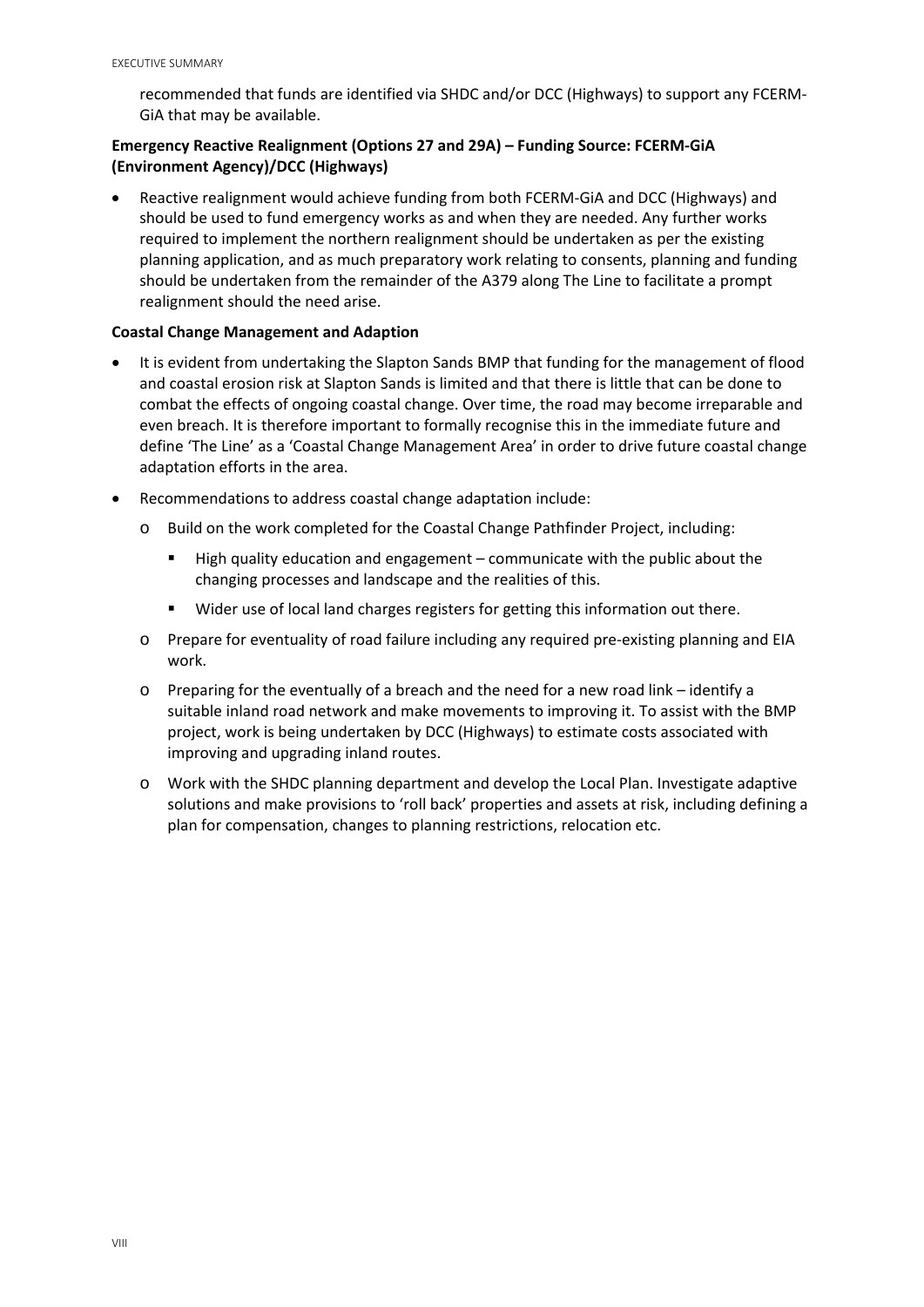recommended that funds are identified via SHDC and/or DCC (Highways) to support any FCERM-GiA that may be available.

**Emergency Reactive Realignment (Options 27 and 29A) – Funding Source: FCERM-GiA (Environment Agency)/DCC (Highways)**

- Reactive realignment would achieve funding from both FCERM-GiA and DCC (Highways) and should be used to fund emergency works as and when they are needed. Any further works required to implement the northern realignment should be undertaken as per the existing planning application, and as much preparatory work relating to consents, planning and funding should be undertaken from the remainder of the A379 along The Line to facilitate a prompt realignment should the need arise.

**Coastal Change Management and Adaption**

- It is evident from undertaking the Slapton Sands BMP that funding for the management of flood and coastal erosion risk at Slapton Sands is limited and that there is little that can be done to combat the effects of ongoing coastal change. Over time, the road may become irreparable and even breach. It is therefore important to formally recognise this in the immediate future and define 'The Line' as a 'Coastal Change Management Area' in order to drive future coastal change adaptation efforts in the area.
- Recommendations to address coastal change adaptation include:
  - Build on the work completed for the Coastal Change Pathfinder Project, including:
    - High quality education and engagement – communicate with the public about the changing processes and landscape and the realities of this.
    - Wider use of local land charges registers for getting this information out there.
  - Prepare for eventuality of road failure including any required pre-existing planning and EIA work.
  - Preparing for the eventually of a breach and the need for a new road link – identify a suitable inland road network and make movements to improving it. To assist with the BMP project, work is being undertaken by DCC (Highways) to estimate costs associated with improving and upgrading inland routes.
  - Work with the SHDC planning department and develop the Local Plan. Investigate adaptive solutions and make provisions to 'roll back' properties and assets at risk, including defining a plan for compensation, changes to planning restrictions, relocation etc.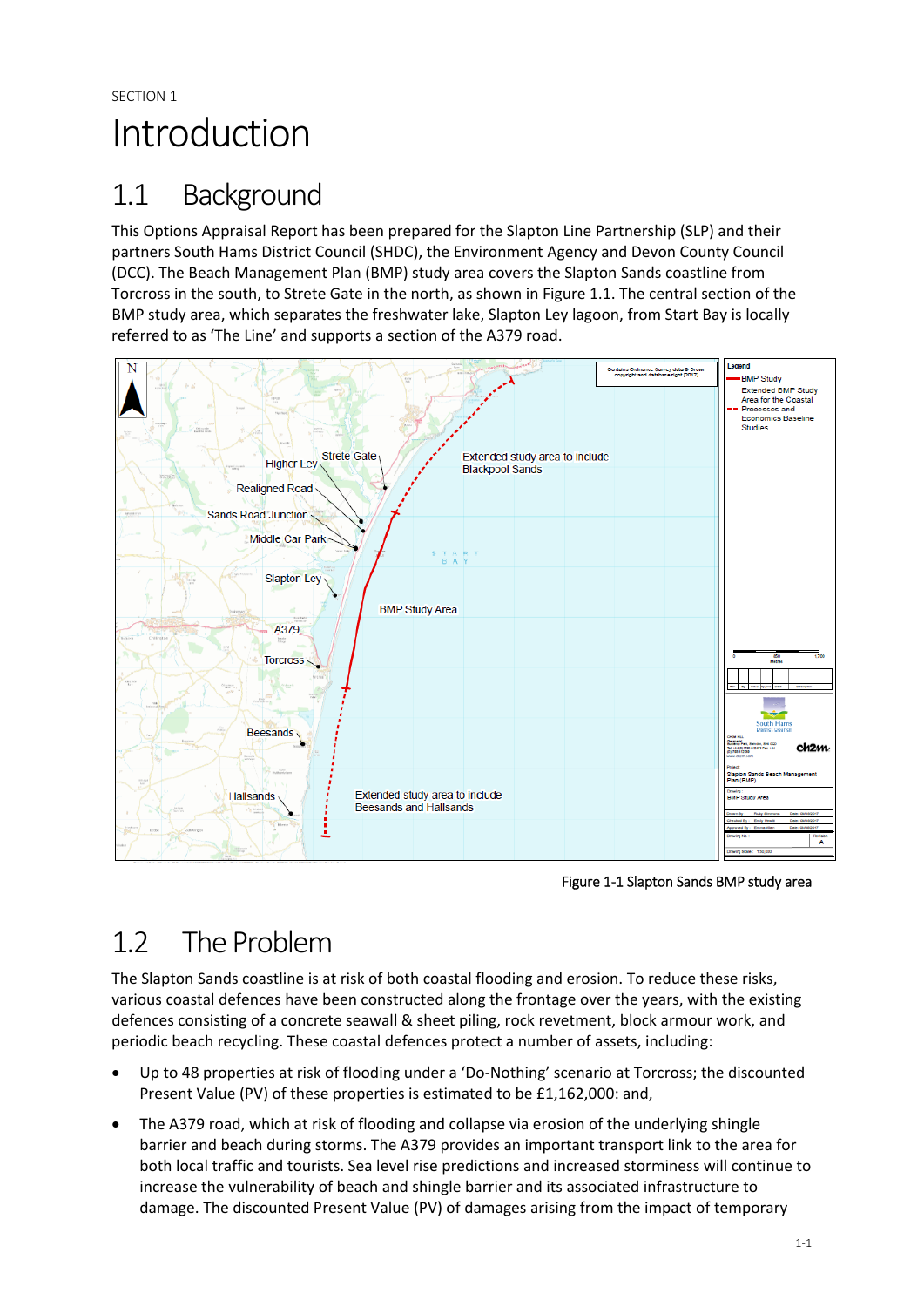SECTION 1

# Introduction

## 1.1 Background

This Options Appraisal Report has been prepared for the Slapton Line Partnership (SLP) and their partners South Hams District Council (SHDC), the Environment Agency and Devon County Council (DCC). The Beach Management Plan (BMP) study area covers the Slapton Sands coastline from Torcross in the south, to Strete Gate in the north, as shown in Figure 1.1. The central section of the BMP study area, which separates the freshwater lake, Slapton Ley lagoon, from Start Bay is locally referred to as 'The Line' and supports a section of the A379 road.

Contains Ordnance Survey data © Crown copyright and database right [2017]

Legend
BMP Study
Extended BMP Study Area for the Coastal Processes and Economics Baseline Studies

Higher Ley
Strete Gate
Realigned Road
Sands Road Junction
Middle Car Park
Slapton Ley
A379
Torcross
Beesands
Hallsands
Extended study area to include Blackpool Sands
START BAY
BMP Study Area
Extended study area to include Beesands and Hallsands

South Hams District Council
ch2m
Slapton Sands Beach Management Plan (BMP)
BMP Study Area

Figure 1-1 Slapton Sands BMP study area

## 1.2 The Problem

The Slapton Sands coastline is at risk of both coastal flooding and erosion. To reduce these risks, various coastal defences have been constructed along the frontage over the years, with the existing defences consisting of a concrete seawall & sheet piling, rock revetment, block armour work, and periodic beach recycling. These coastal defences protect a number of assets, including:

- Up to 48 properties at risk of flooding under a 'Do-Nothing' scenario at Torcross; the discounted Present Value (PV) of these properties is estimated to be £1,162,000: and,
- The A379 road, which at risk of flooding and collapse via erosion of the underlying shingle barrier and beach during storms. The A379 provides an important transport link to the area for both local traffic and tourists. Sea level rise predictions and increased storminess will continue to increase the vulnerability of beach and shingle barrier and its associated infrastructure to damage. The discounted Present Value (PV) of damages arising from the impact of temporary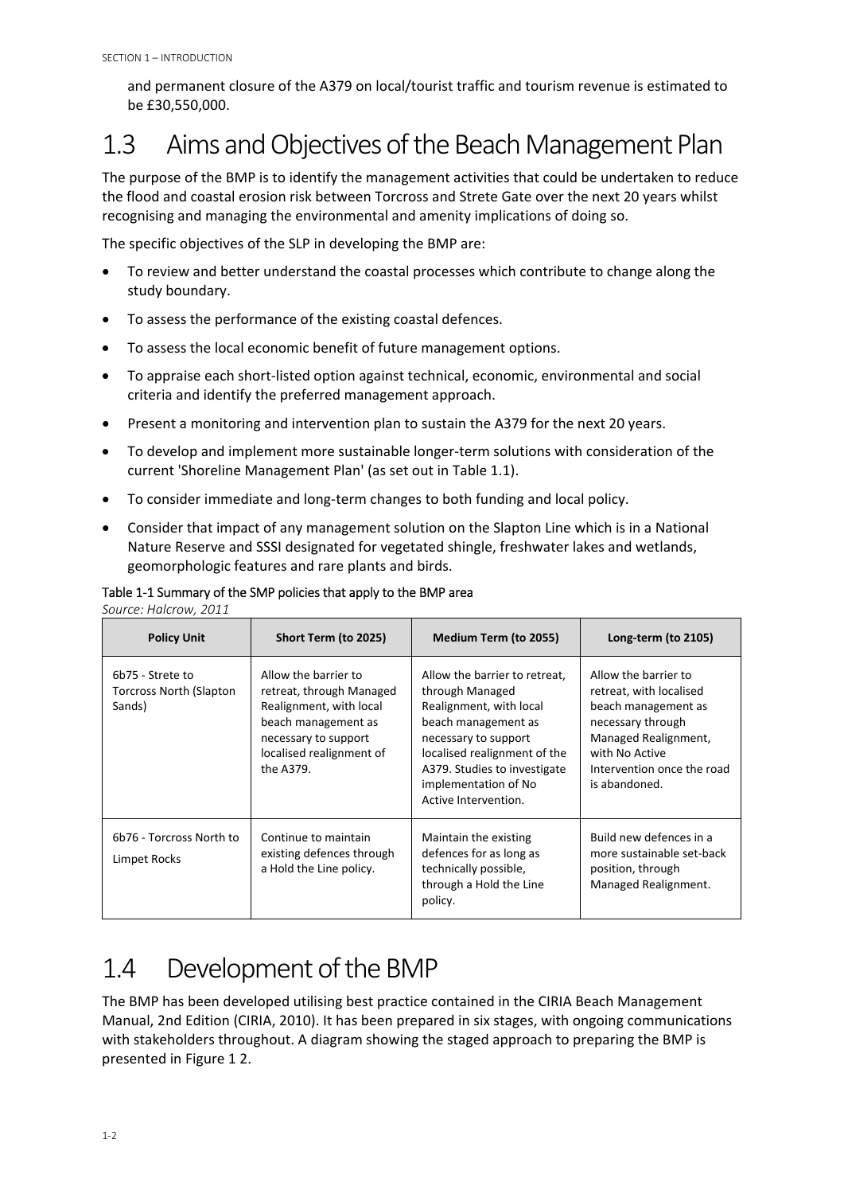and permanent closure of the A379 on local/tourist traffic and tourism revenue is estimated to be £30,550,000.

## 1.3 Aims and Objectives of the Beach Management Plan

The purpose of the BMP is to identify the management activities that could be undertaken to reduce the flood and coastal erosion risk between Torcross and Strete Gate over the next 20 years whilst recognising and managing the environmental and amenity implications of doing so.

The specific objectives of the SLP in developing the BMP are:

- To review and better understand the coastal processes which contribute to change along the study boundary.
- To assess the performance of the existing coastal defences.
- To assess the local economic benefit of future management options.
- To appraise each short-listed option against technical, economic, environmental and social criteria and identify the preferred management approach.
- Present a monitoring and intervention plan to sustain the A379 for the next 20 years.
- To develop and implement more sustainable longer-term solutions with consideration of the current 'Shoreline Management Plan' (as set out in Table 1.1).
- To consider immediate and long-term changes to both funding and local policy.
- Consider that impact of any management solution on the Slapton Line which is in a National Nature Reserve and SSSI designated for vegetated shingle, freshwater lakes and wetlands, geomorphologic features and rare plants and birds.

Table 1-1 Summary of the SMP policies that apply to the BMP area

*Source: Halcrow, 2011*

| Policy Unit | Short Term (to 2025) | Medium Term (to 2055) | Long-term (to 2105) |
|---|---|---|---|
| 6b75 - Strete to Torcross North (Slapton Sands) | Allow the barrier to retreat, through Managed Realignment, with local beach management as necessary to support localised realignment of the A379. | Allow the barrier to retreat, through Managed Realignment, with local beach management as necessary to support localised realignment of the A379. Studies to investigate implementation of No Active Intervention. | Allow the barrier to retreat, with localised beach management as necessary through Managed Realignment, with No Active Intervention once the road is abandoned. |
| 6b76 - Torcross North to Limpet Rocks | Continue to maintain existing defences through a Hold the Line policy. | Maintain the existing defences for as long as technically possible, through a Hold the Line policy. | Build new defences in a more sustainable set-back position, through Managed Realignment. |

## 1.4 Development of the BMP

The BMP has been developed utilising best practice contained in the CIRIA Beach Management Manual, 2nd Edition (CIRIA, 2010). It has been prepared in six stages, with ongoing communications with stakeholders throughout. A diagram showing the staged approach to preparing the BMP is presented in Figure 1 2.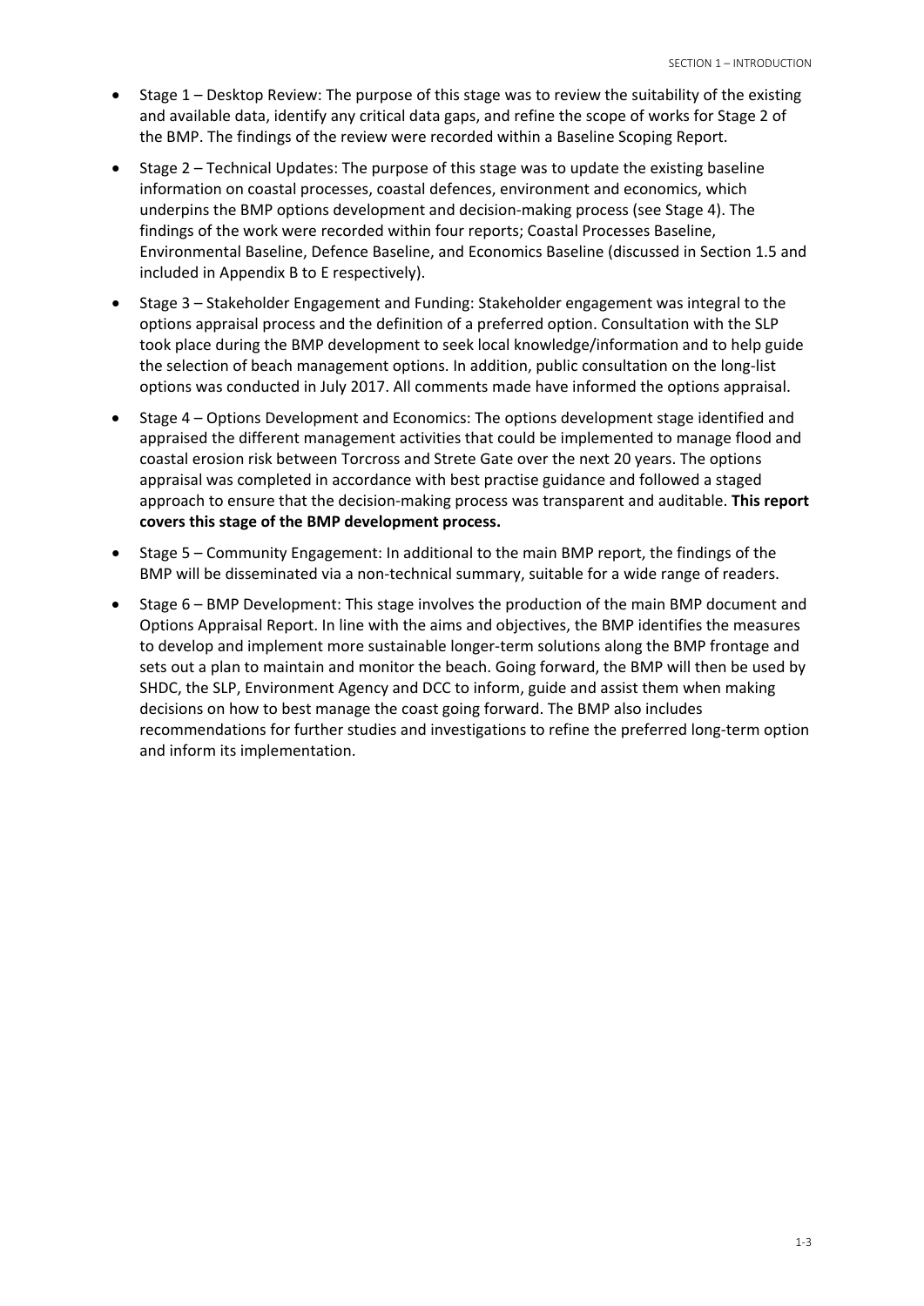- Stage 1 – Desktop Review: The purpose of this stage was to review the suitability of the existing and available data, identify any critical data gaps, and refine the scope of works for Stage 2 of the BMP. The findings of the review were recorded within a Baseline Scoping Report.
- Stage 2 – Technical Updates: The purpose of this stage was to update the existing baseline information on coastal processes, coastal defences, environment and economics, which underpins the BMP options development and decision-making process (see Stage 4). The findings of the work were recorded within four reports; Coastal Processes Baseline, Environmental Baseline, Defence Baseline, and Economics Baseline (discussed in Section 1.5 and included in Appendix B to E respectively).
- Stage 3 – Stakeholder Engagement and Funding: Stakeholder engagement was integral to the options appraisal process and the definition of a preferred option. Consultation with the SLP took place during the BMP development to seek local knowledge/information and to help guide the selection of beach management options. In addition, public consultation on the long-list options was conducted in July 2017. All comments made have informed the options appraisal.
- Stage 4 – Options Development and Economics: The options development stage identified and appraised the different management activities that could be implemented to manage flood and coastal erosion risk between Torcross and Strete Gate over the next 20 years. The options appraisal was completed in accordance with best practise guidance and followed a staged approach to ensure that the decision-making process was transparent and auditable. **This report covers this stage of the BMP development process.**
- Stage 5 – Community Engagement: In additional to the main BMP report, the findings of the BMP will be disseminated via a non-technical summary, suitable for a wide range of readers.
- Stage 6 – BMP Development: This stage involves the production of the main BMP document and Options Appraisal Report. In line with the aims and objectives, the BMP identifies the measures to develop and implement more sustainable longer-term solutions along the BMP frontage and sets out a plan to maintain and monitor the beach. Going forward, the BMP will then be used by SHDC, the SLP, Environment Agency and DCC to inform, guide and assist them when making decisions on how to best manage the coast going forward. The BMP also includes recommendations for further studies and investigations to refine the preferred long-term option and inform its implementation.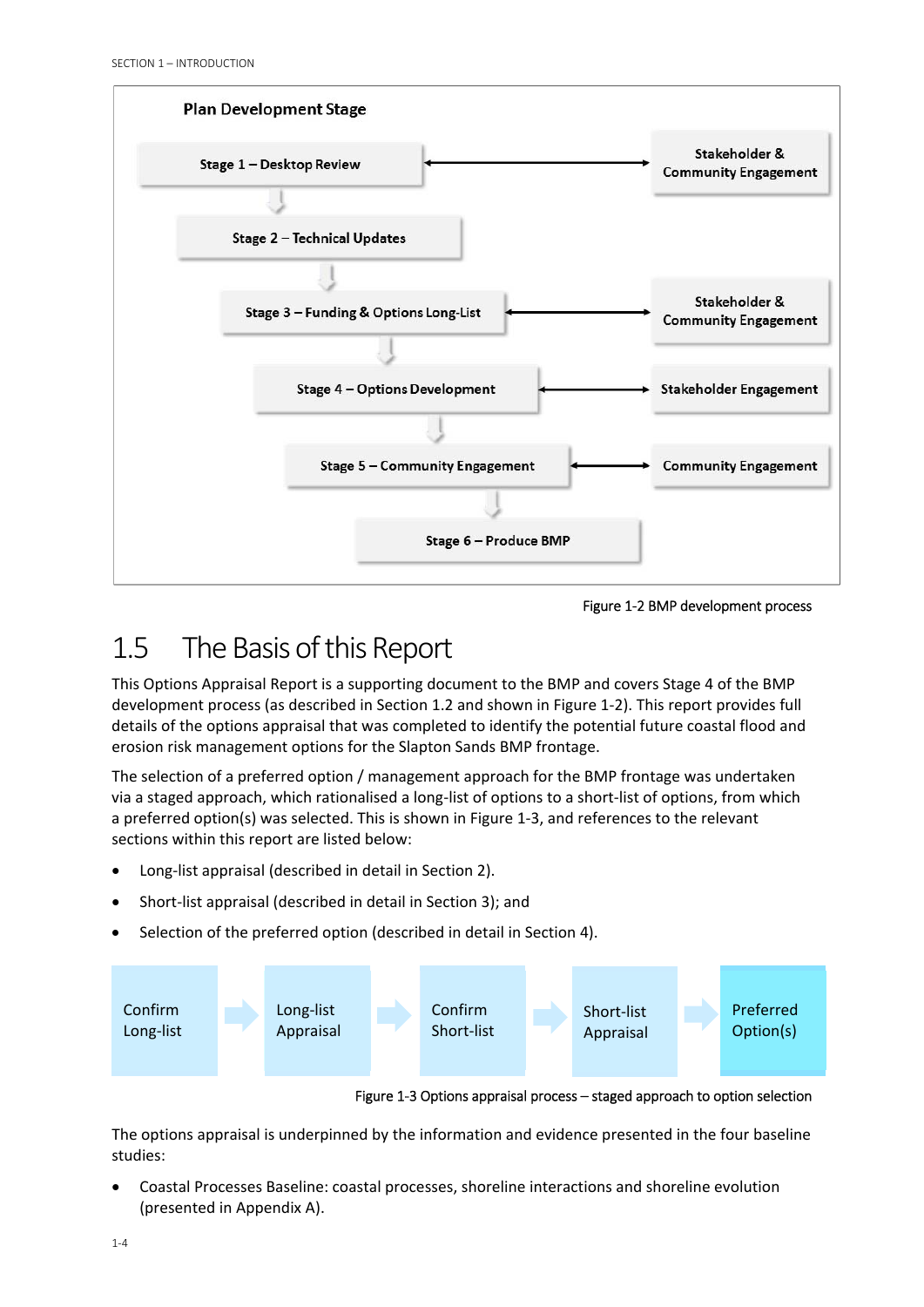Plan Development Stage

Stage 1 – Desktop Review

Stakeholder & Community Engagement

Stage 2 – Technical Updates

Stage 3 – Funding & Options Long-List

Stakeholder & Community Engagement

Stage 4 – Options Development

Stakeholder Engagement

Stage 5 – Community Engagement

Community Engagement

Stage 6 – Produce BMP

Figure 1-2 BMP development process

## 1.5 The Basis of this Report

This Options Appraisal Report is a supporting document to the BMP and covers Stage 4 of the BMP development process (as described in Section 1.2 and shown in Figure 1-2). This report provides full details of the options appraisal that was completed to identify the potential future coastal flood and erosion risk management options for the Slapton Sands BMP frontage.

The selection of a preferred option / management approach for the BMP frontage was undertaken via a staged approach, which rationalised a long-list of options to a short-list of options, from which a preferred option(s) was selected. This is shown in Figure 1-3, and references to the relevant sections within this report are listed below:

- Long-list appraisal (described in detail in Section 2).
- Short-list appraisal (described in detail in Section 3); and
- Selection of the preferred option (described in detail in Section 4).

Confirm Long-list

Long-list Appraisal

Confirm Short-list

Short-list Appraisal

Preferred Option(s)

Figure 1-3 Options appraisal process – staged approach to option selection

The options appraisal is underpinned by the information and evidence presented in the four baseline studies:

- Coastal Processes Baseline: coastal processes, shoreline interactions and shoreline evolution (presented in Appendix A).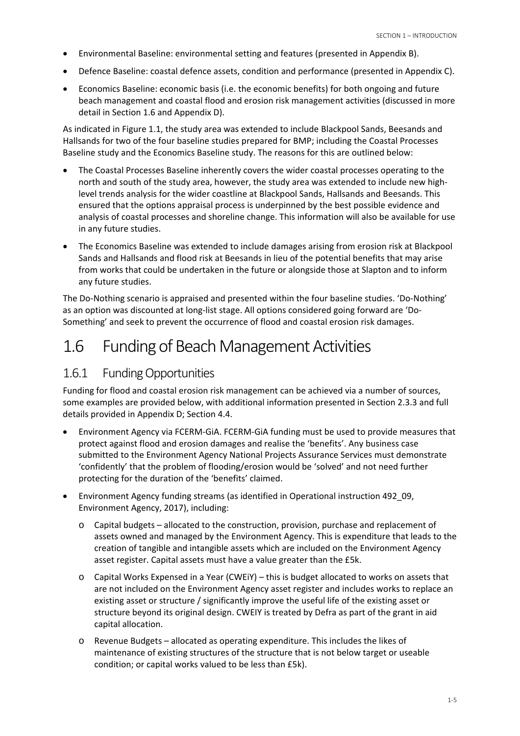- Environmental Baseline: environmental setting and features (presented in Appendix B).
- Defence Baseline: coastal defence assets, condition and performance (presented in Appendix C).
- Economics Baseline: economic basis (i.e. the economic benefits) for both ongoing and future beach management and coastal flood and erosion risk management activities (discussed in more detail in Section 1.6 and Appendix D).

As indicated in Figure 1.1, the study area was extended to include Blackpool Sands, Beesands and Hallsands for two of the four baseline studies prepared for BMP; including the Coastal Processes Baseline study and the Economics Baseline study. The reasons for this are outlined below:

- The Coastal Processes Baseline inherently covers the wider coastal processes operating to the north and south of the study area, however, the study area was extended to include new high-level trends analysis for the wider coastline at Blackpool Sands, Hallsands and Beesands. This ensured that the options appraisal process is underpinned by the best possible evidence and analysis of coastal processes and shoreline change. This information will also be available for use in any future studies.
- The Economics Baseline was extended to include damages arising from erosion risk at Blackpool Sands and Hallsands and flood risk at Beesands in lieu of the potential benefits that may arise from works that could be undertaken in the future or alongside those at Slapton and to inform any future studies.

The Do-Nothing scenario is appraised and presented within the four baseline studies. 'Do-Nothing' as an option was discounted at long-list stage. All options considered going forward are 'Do-Something' and seek to prevent the occurrence of flood and coastal erosion risk damages.

# 1.6 Funding of Beach Management Activities

## 1.6.1 Funding Opportunities

Funding for flood and coastal erosion risk management can be achieved via a number of sources, some examples are provided below, with additional information presented in Section 2.3.3 and full details provided in Appendix D; Section 4.4.

- Environment Agency via FCERM-GiA. FCERM-GiA funding must be used to provide measures that protect against flood and erosion damages and realise the 'benefits'. Any business case submitted to the Environment Agency National Projects Assurance Services must demonstrate 'confidently' that the problem of flooding/erosion would be 'solved' and not need further protecting for the duration of the 'benefits' claimed.
- Environment Agency funding streams (as identified in Operational instruction 492_09, Environment Agency, 2017), including:
  - Capital budgets – allocated to the construction, provision, purchase and replacement of assets owned and managed by the Environment Agency. This is expenditure that leads to the creation of tangible and intangible assets which are included on the Environment Agency asset register. Capital assets must have a value greater than the £5k.
  - Capital Works Expensed in a Year (CWEiY) – this is budget allocated to works on assets that are not included on the Environment Agency asset register and includes works to replace an existing asset or structure / significantly improve the useful life of the existing asset or structure beyond its original design. CWEIY is treated by Defra as part of the grant in aid capital allocation.
  - Revenue Budgets – allocated as operating expenditure. This includes the likes of maintenance of existing structures of the structure that is not below target or useable condition; or capital works valued to be less than £5k).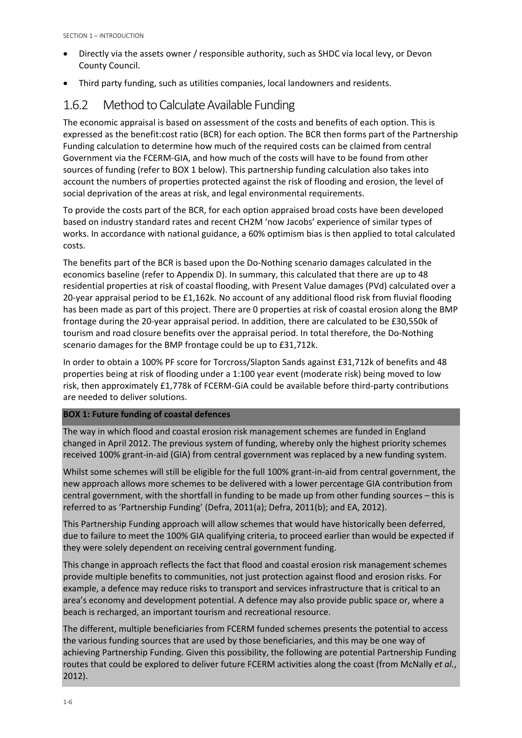- Directly via the assets owner / responsible authority, such as SHDC via local levy, or Devon County Council.
- Third party funding, such as utilities companies, local landowners and residents.

### 1.6.2 Method to Calculate Available Funding

The economic appraisal is based on assessment of the costs and benefits of each option. This is expressed as the benefit:cost ratio (BCR) for each option. The BCR then forms part of the Partnership Funding calculation to determine how much of the required costs can be claimed from central Government via the FCERM-GIA, and how much of the costs will have to be found from other sources of funding (refer to BOX 1 below). This partnership funding calculation also takes into account the numbers of properties protected against the risk of flooding and erosion, the level of social deprivation of the areas at risk, and legal environmental requirements.

To provide the costs part of the BCR, for each option appraised broad costs have been developed based on industry standard rates and recent CH2M 'now Jacobs' experience of similar types of works. In accordance with national guidance, a 60% optimism bias is then applied to total calculated costs.

The benefits part of the BCR is based upon the Do-Nothing scenario damages calculated in the economics baseline (refer to Appendix D). In summary, this calculated that there are up to 48 residential properties at risk of coastal flooding, with Present Value damages (PVd) calculated over a 20-year appraisal period to be £1,162k. No account of any additional flood risk from fluvial flooding has been made as part of this project. There are 0 properties at risk of coastal erosion along the BMP frontage during the 20-year appraisal period. In addition, there are calculated to be £30,550k of tourism and road closure benefits over the appraisal period. In total therefore, the Do-Nothing scenario damages for the BMP frontage could be up to £31,712k.

In order to obtain a 100% PF score for Torcross/Slapton Sands against £31,712k of benefits and 48 properties being at risk of flooding under a 1:100 year event (moderate risk) being moved to low risk, then approximately £1,778k of FCERM-GiA could be available before third-party contributions are needed to deliver solutions.

**BOX 1: Future funding of coastal defences**

The way in which flood and coastal erosion risk management schemes are funded in England changed in April 2012. The previous system of funding, whereby only the highest priority schemes received 100% grant-in-aid (GIA) from central government was replaced by a new funding system.

Whilst some schemes will still be eligible for the full 100% grant-in-aid from central government, the new approach allows more schemes to be delivered with a lower percentage GIA contribution from central government, with the shortfall in funding to be made up from other funding sources – this is referred to as 'Partnership Funding' (Defra, 2011(a); Defra, 2011(b); and EA, 2012).

This Partnership Funding approach will allow schemes that would have historically been deferred, due to failure to meet the 100% GIA qualifying criteria, to proceed earlier than would be expected if they were solely dependent on receiving central government funding.

This change in approach reflects the fact that flood and coastal erosion risk management schemes provide multiple benefits to communities, not just protection against flood and erosion risks. For example, a defence may reduce risks to transport and services infrastructure that is critical to an area's economy and development potential. A defence may also provide public space or, where a beach is recharged, an important tourism and recreational resource.

The different, multiple beneficiaries from FCERM funded schemes presents the potential to access the various funding sources that are used by those beneficiaries, and this may be one way of achieving Partnership Funding. Given this possibility, the following are potential Partnership Funding routes that could be explored to deliver future FCERM activities along the coast (from McNally *et al.*, 2012).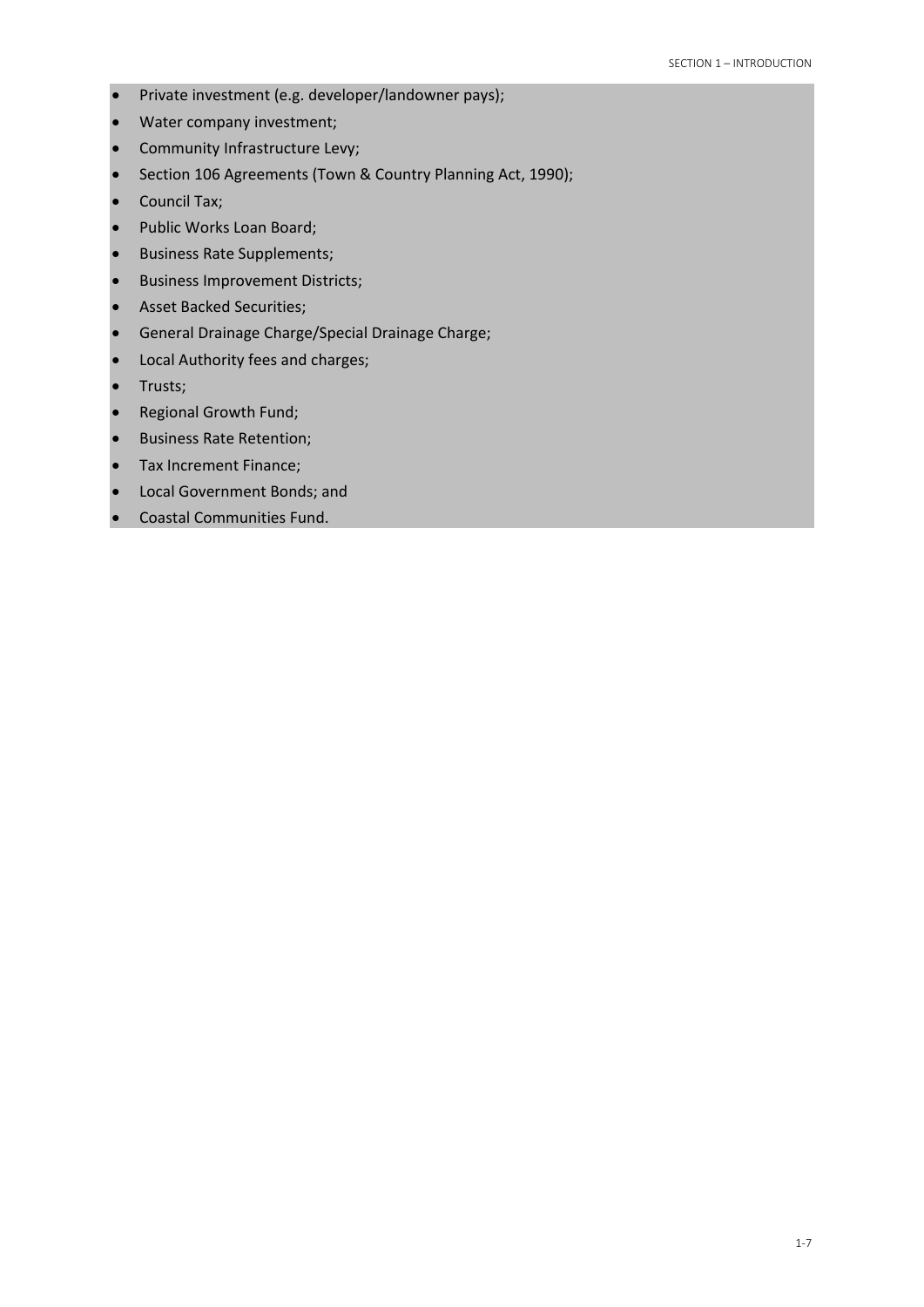- Private investment (e.g. developer/landowner pays);
- Water company investment;
- Community Infrastructure Levy;
- Section 106 Agreements (Town & Country Planning Act, 1990);
- Council Tax;
- Public Works Loan Board;
- Business Rate Supplements;
- Business Improvement Districts;
- Asset Backed Securities;
- General Drainage Charge/Special Drainage Charge;
- Local Authority fees and charges;
- Trusts;
- Regional Growth Fund;
- Business Rate Retention;
- Tax Increment Finance;
- Local Government Bonds; and
- Coastal Communities Fund.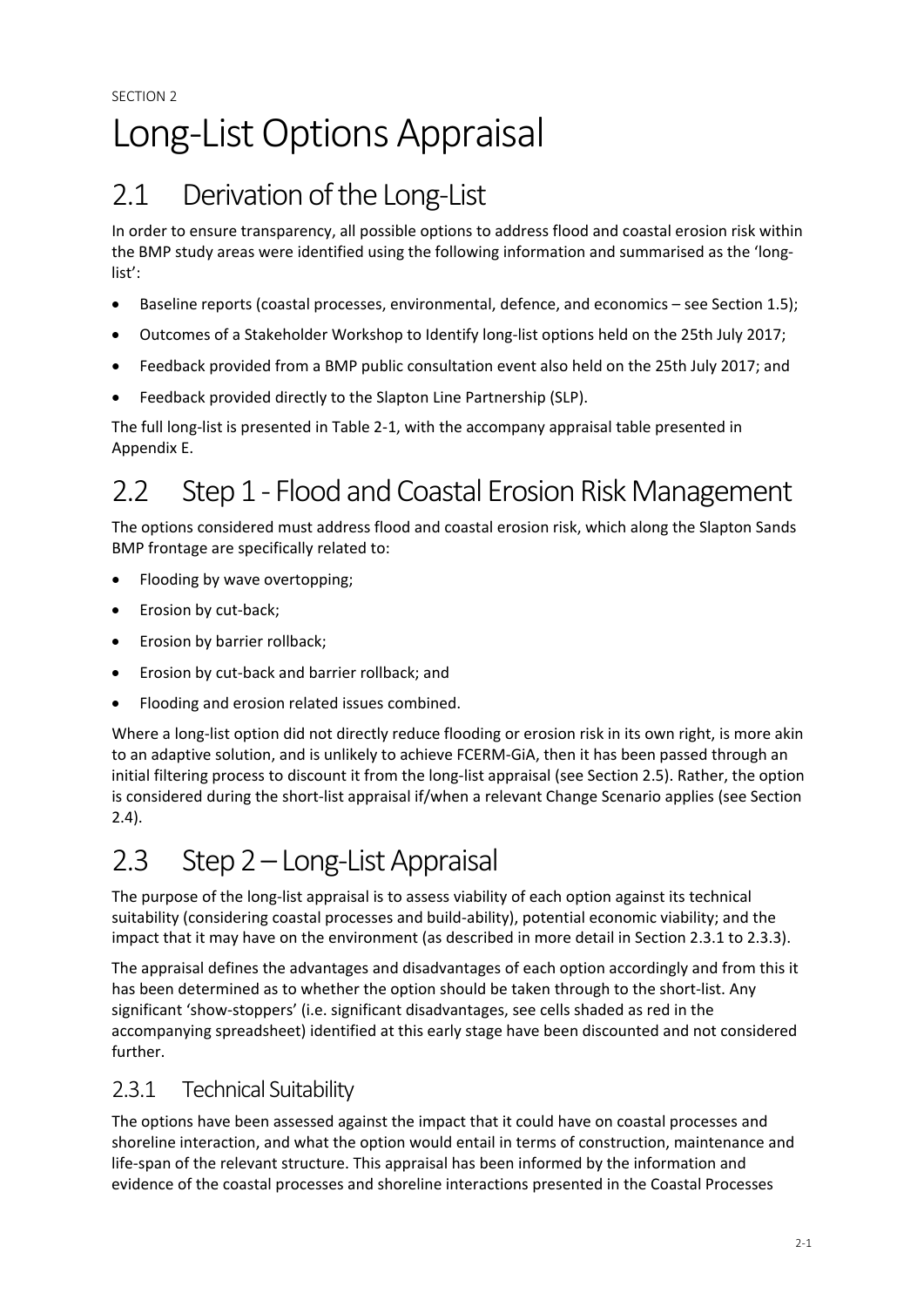SECTION 2

# Long-List Options Appraisal

## 2.1 Derivation of the Long-List

In order to ensure transparency, all possible options to address flood and coastal erosion risk within the BMP study areas were identified using the following information and summarised as the 'long-list':

- Baseline reports (coastal processes, environmental, defence, and economics – see Section 1.5);
- Outcomes of a Stakeholder Workshop to Identify long-list options held on the 25th July 2017;
- Feedback provided from a BMP public consultation event also held on the 25th July 2017; and
- Feedback provided directly to the Slapton Line Partnership (SLP).

The full long-list is presented in Table 2-1, with the accompany appraisal table presented in Appendix E.

## 2.2 Step 1 - Flood and Coastal Erosion Risk Management

The options considered must address flood and coastal erosion risk, which along the Slapton Sands BMP frontage are specifically related to:

- Flooding by wave overtopping;
- Erosion by cut-back;
- Erosion by barrier rollback;
- Erosion by cut-back and barrier rollback; and
- Flooding and erosion related issues combined.

Where a long-list option did not directly reduce flooding or erosion risk in its own right, is more akin to an adaptive solution, and is unlikely to achieve FCERM-GiA, then it has been passed through an initial filtering process to discount it from the long-list appraisal (see Section 2.5). Rather, the option is considered during the short-list appraisal if/when a relevant Change Scenario applies (see Section 2.4).

## 2.3 Step 2 – Long-List Appraisal

The purpose of the long-list appraisal is to assess viability of each option against its technical suitability (considering coastal processes and build-ability), potential economic viability; and the impact that it may have on the environment (as described in more detail in Section 2.3.1 to 2.3.3).

The appraisal defines the advantages and disadvantages of each option accordingly and from this it has been determined as to whether the option should be taken through to the short-list. Any significant 'show-stoppers' (i.e. significant disadvantages, see cells shaded as red in the accompanying spreadsheet) identified at this early stage have been discounted and not considered further.

### 2.3.1 Technical Suitability

The options have been assessed against the impact that it could have on coastal processes and shoreline interaction, and what the option would entail in terms of construction, maintenance and life-span of the relevant structure. This appraisal has been informed by the information and evidence of the coastal processes and shoreline interactions presented in the Coastal Processes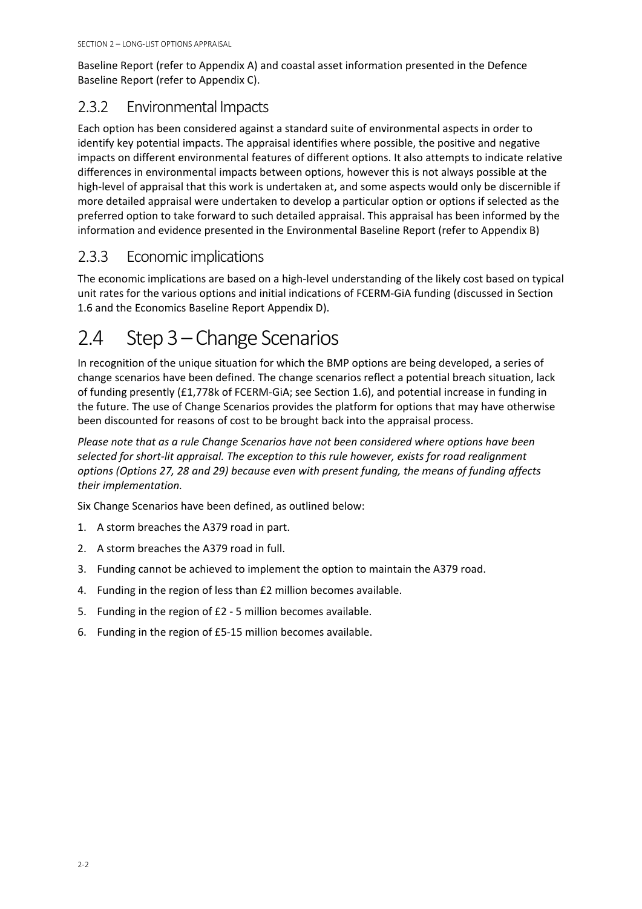Baseline Report (refer to Appendix A) and coastal asset information presented in the Defence Baseline Report (refer to Appendix C).

### 2.3.2 Environmental Impacts

Each option has been considered against a standard suite of environmental aspects in order to identify key potential impacts. The appraisal identifies where possible, the positive and negative impacts on different environmental features of different options. It also attempts to indicate relative differences in environmental impacts between options, however this is not always possible at the high-level of appraisal that this work is undertaken at, and some aspects would only be discernible if more detailed appraisal were undertaken to develop a particular option or options if selected as the preferred option to take forward to such detailed appraisal. This appraisal has been informed by the information and evidence presented in the Environmental Baseline Report (refer to Appendix B)

### 2.3.3 Economic implications

The economic implications are based on a high-level understanding of the likely cost based on typical unit rates for the various options and initial indications of FCERM-GiA funding (discussed in Section 1.6 and the Economics Baseline Report Appendix D).

## 2.4 Step 3 – Change Scenarios

In recognition of the unique situation for which the BMP options are being developed, a series of change scenarios have been defined. The change scenarios reflect a potential breach situation, lack of funding presently (£1,778k of FCERM-GiA; see Section 1.6), and potential increase in funding in the future. The use of Change Scenarios provides the platform for options that may have otherwise been discounted for reasons of cost to be brought back into the appraisal process.

*Please note that as a rule Change Scenarios have not been considered where options have been selected for short-lit appraisal. The exception to this rule however, exists for road realignment options (Options 27, 28 and 29) because even with present funding, the means of funding affects their implementation.*

Six Change Scenarios have been defined, as outlined below:

1. A storm breaches the A379 road in part.
2. A storm breaches the A379 road in full.
3. Funding cannot be achieved to implement the option to maintain the A379 road.
4. Funding in the region of less than £2 million becomes available.
5. Funding in the region of £2 - 5 million becomes available.
6. Funding in the region of £5-15 million becomes available.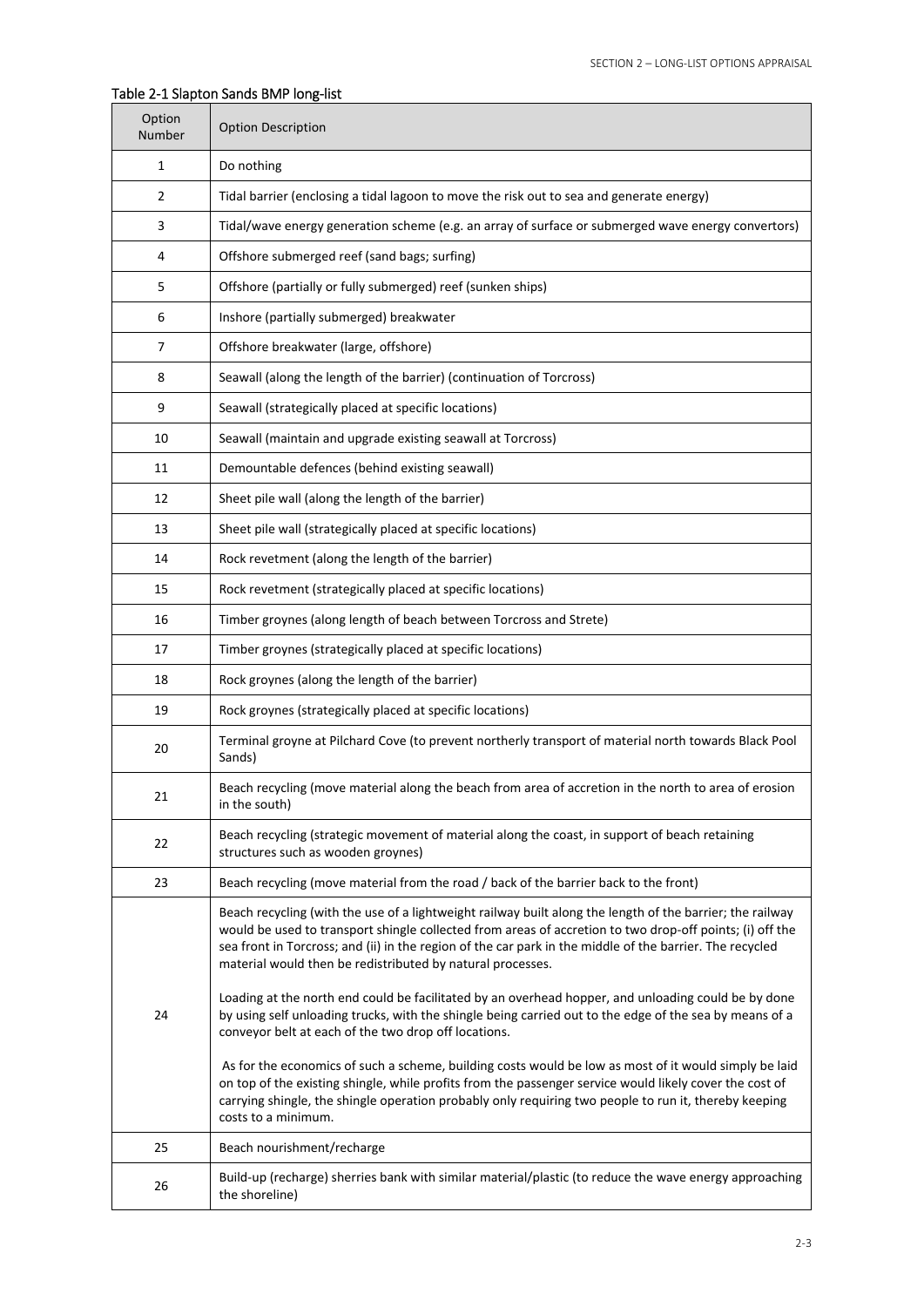Table 2-1 Slapton Sands BMP long-list

| Option Number | Option Description |
| --- | --- |
| 1 | Do nothing |
| 2 | Tidal barrier (enclosing a tidal lagoon to move the risk out to sea and generate energy) |
| 3 | Tidal/wave energy generation scheme (e.g. an array of surface or submerged wave energy convertors) |
| 4 | Offshore submerged reef (sand bags; surfing) |
| 5 | Offshore (partially or fully submerged) reef (sunken ships) |
| 6 | Inshore (partially submerged) breakwater |
| 7 | Offshore breakwater (large, offshore) |
| 8 | Seawall (along the length of the barrier) (continuation of Torcross) |
| 9 | Seawall (strategically placed at specific locations) |
| 10 | Seawall (maintain and upgrade existing seawall at Torcross) |
| 11 | Demountable defences (behind existing seawall) |
| 12 | Sheet pile wall (along the length of the barrier) |
| 13 | Sheet pile wall (strategically placed at specific locations) |
| 14 | Rock revetment (along the length of the barrier) |
| 15 | Rock revetment (strategically placed at specific locations) |
| 16 | Timber groynes (along length of beach between Torcross and Strete) |
| 17 | Timber groynes (strategically placed at specific locations) |
| 18 | Rock groynes (along the length of the barrier) |
| 19 | Rock groynes (strategically placed at specific locations) |
| 20 | Terminal groyne at Pilchard Cove (to prevent northerly transport of material north towards Black Pool Sands) |
| 21 | Beach recycling (move material along the beach from area of accretion in the north to area of erosion in the south) |
| 22 | Beach recycling (strategic movement of material along the coast, in support of beach retaining structures such as wooden groynes) |
| 23 | Beach recycling (move material from the road / back of the barrier back to the front) |
| 24 | Beach recycling (with the use of a lightweight railway built along the length of the barrier; the railway would be used to transport shingle collected from areas of accretion to two drop-off points; (i) off the sea front in Torcross; and (ii) in the region of the car park in the middle of the barrier. The recycled material would then be redistributed by natural processes.<br><br>Loading at the north end could be facilitated by an overhead hopper, and unloading could be by done by using self unloading trucks, with the shingle being carried out to the edge of the sea by means of a conveyor belt at each of the two drop off locations.<br><br>As for the economics of such a scheme, building costs would be low as most of it would simply be laid on top of the existing shingle, while profits from the passenger service would likely cover the cost of carrying shingle, the shingle operation probably only requiring two people to run it, thereby keeping costs to a minimum. |
| 25 | Beach nourishment/recharge |
| 26 | Build-up (recharge) sherries bank with similar material/plastic (to reduce the wave energy approaching the shoreline) |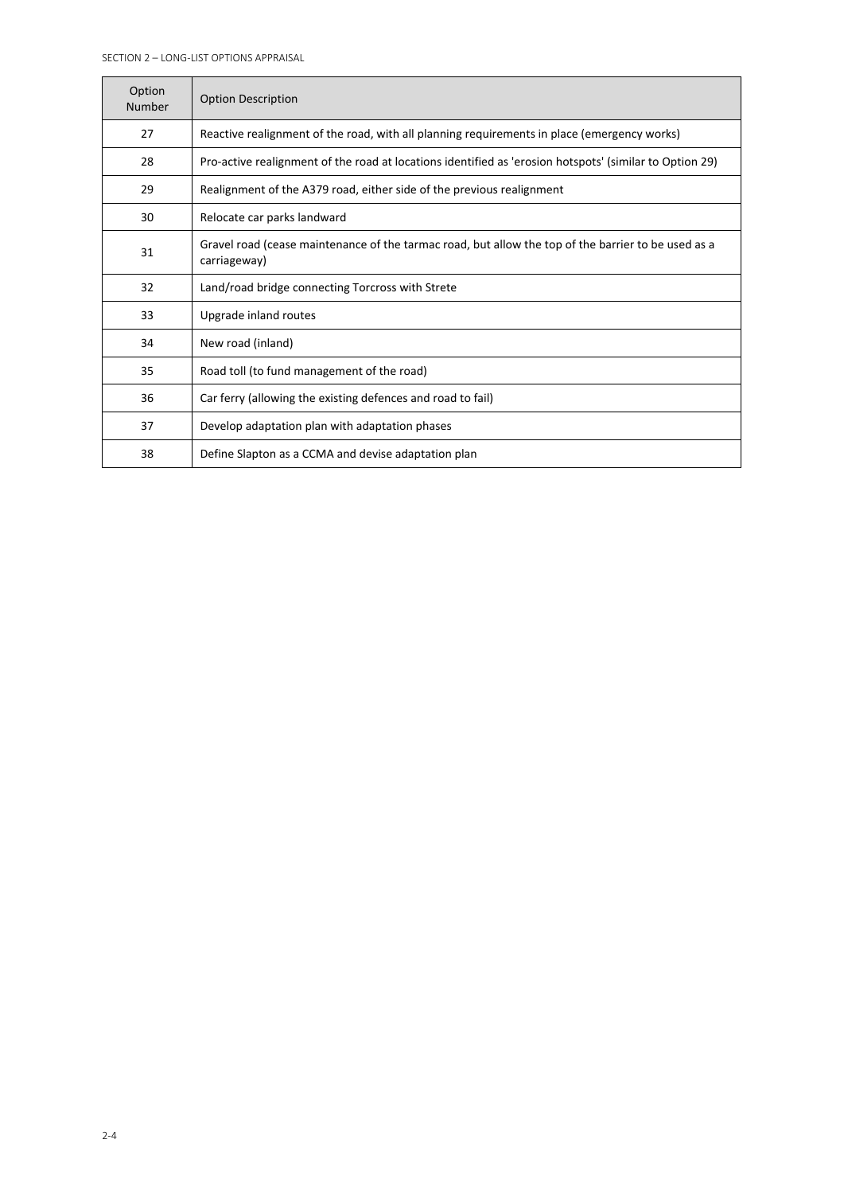| Option Number | Option Description |
|---|---|
| 27 | Reactive realignment of the road, with all planning requirements in place (emergency works) |
| 28 | Pro-active realignment of the road at locations identified as 'erosion hotspots' (similar to Option 29) |
| 29 | Realignment of the A379 road, either side of the previous realignment |
| 30 | Relocate car parks landward |
| 31 | Gravel road (cease maintenance of the tarmac road, but allow the top of the barrier to be used as a carriageway) |
| 32 | Land/road bridge connecting Torcross with Strete |
| 33 | Upgrade inland routes |
| 34 | New road (inland) |
| 35 | Road toll (to fund management of the road) |
| 36 | Car ferry (allowing the existing defences and road to fail) |
| 37 | Develop adaptation plan with adaptation phases |
| 38 | Define Slapton as a CCMA and devise adaptation plan |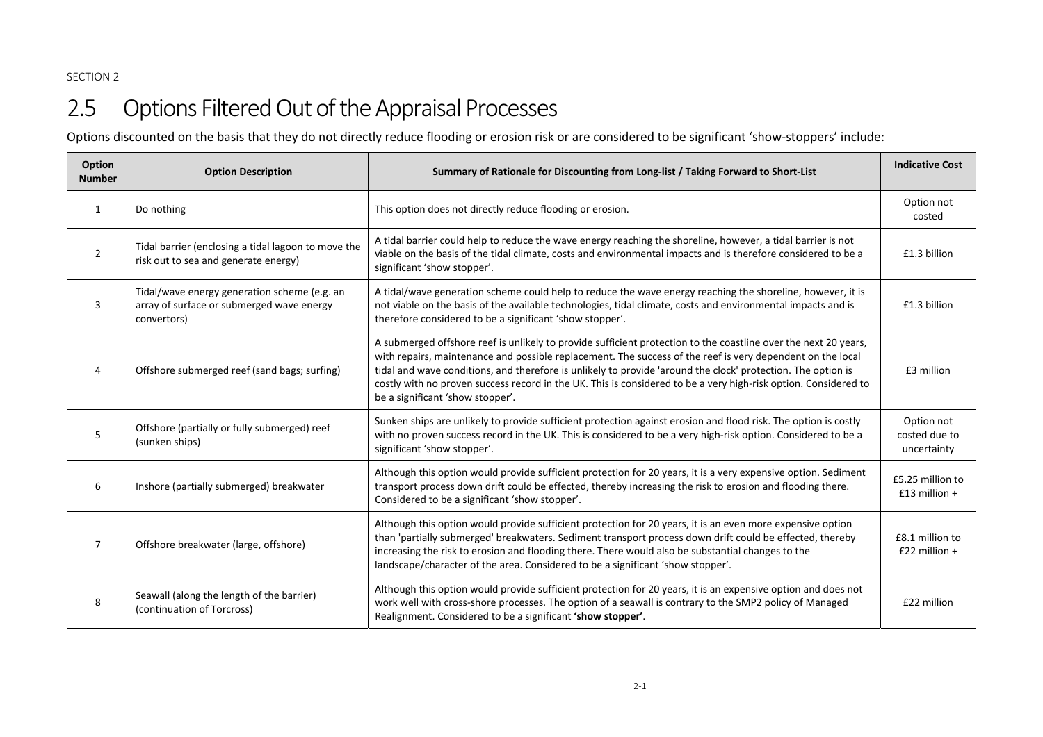SECTION 2

## 2.5 Options Filtered Out of the Appraisal Processes

Options discounted on the basis that they do not directly reduce flooding or erosion risk or are considered to be significant 'show-stoppers' include:

| Option Number | Option Description | Summary of Rationale for Discounting from Long-list / Taking Forward to Short-List | Indicative Cost |
|---|---|---|---|
| 1 | Do nothing | This option does not directly reduce flooding or erosion. | Option not costed |
| 2 | Tidal barrier (enclosing a tidal lagoon to move the risk out to sea and generate energy) | A tidal barrier could help to reduce the wave energy reaching the shoreline, however, a tidal barrier is not viable on the basis of the tidal climate, costs and environmental impacts and is therefore considered to be a significant 'show stopper'. | £1.3 billion |
| 3 | Tidal/wave energy generation scheme (e.g. an array of surface or submerged wave energy convertors) | A tidal/wave generation scheme could help to reduce the wave energy reaching the shoreline, however, it is not viable on the basis of the available technologies, tidal climate, costs and environmental impacts and is therefore considered to be a significant 'show stopper'. | £1.3 billion |
| 4 | Offshore submerged reef (sand bags; surfing) | A submerged offshore reef is unlikely to provide sufficient protection to the coastline over the next 20 years, with repairs, maintenance and possible replacement. The success of the reef is very dependent on the local tidal and wave conditions, and therefore is unlikely to provide 'around the clock' protection. The option is costly with no proven success record in the UK. This is considered to be a very high-risk option. Considered to be a significant 'show stopper'. | £3 million |
| 5 | Offshore (partially or fully submerged) reef (sunken ships) | Sunken ships are unlikely to provide sufficient protection against erosion and flood risk. The option is costly with no proven success record in the UK. This is considered to be a very high-risk option. Considered to be a significant 'show stopper'. | Option not costed due to uncertainty |
| 6 | Inshore (partially submerged) breakwater | Although this option would provide sufficient protection for 20 years, it is a very expensive option. Sediment transport process down drift could be effected, thereby increasing the risk to erosion and flooding there. Considered to be a significant 'show stopper'. | £5.25 million to £13 million + |
| 7 | Offshore breakwater (large, offshore) | Although this option would provide sufficient protection for 20 years, it is an even more expensive option than 'partially submerged' breakwaters. Sediment transport process down drift could be effected, thereby increasing the risk to erosion and flooding there. There would also be substantial changes to the landscape/character of the area. Considered to be a significant 'show stopper'. | £8.1 million to £22 million + |
| 8 | Seawall (along the length of the barrier) (continuation of Torcross) | Although this option would provide sufficient protection for 20 years, it is an expensive option and does not work well with cross-shore processes. The option of a seawall is contrary to the SMP2 policy of Managed Realignment. Considered to be a significant **'show stopper'**. | £22 million |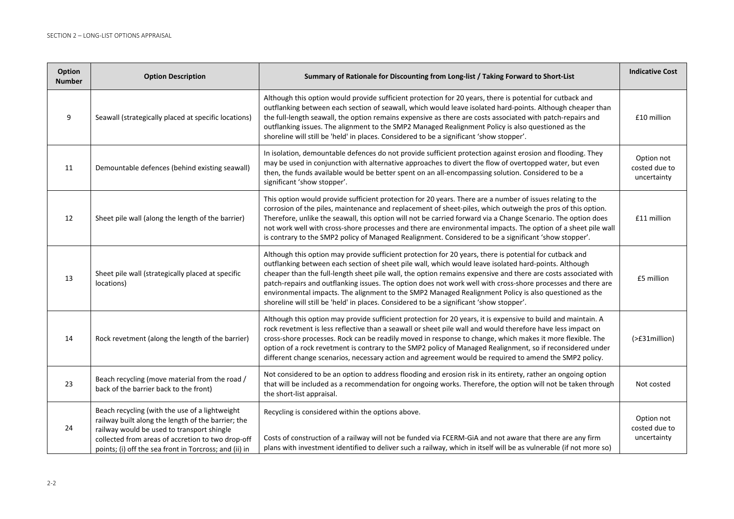| Option Number | Option Description | Summary of Rationale for Discounting from Long-list / Taking Forward to Short-List | Indicative Cost |
|---|---|---|---|
| 9 | Seawall (strategically placed at specific locations) | Although this option would provide sufficient protection for 20 years, there is potential for cutback and outflanking between each section of seawall, which would leave isolated hard-points. Although cheaper than the full-length seawall, the option remains expensive as there are costs associated with patch-repairs and outflanking issues. The alignment to the SMP2 Managed Realignment Policy is also questioned as the shoreline will still be 'held' in places. Considered to be a significant 'show stopper'. | £10 million |
| 11 | Demountable defences (behind existing seawall) | In isolation, demountable defences do not provide sufficient protection against erosion and flooding. They may be used in conjunction with alternative approaches to divert the flow of overtopped water, but even then, the funds available would be better spent on an all-encompassing solution. Considered to be a significant 'show stopper'. | Option not costed due to uncertainty |
| 12 | Sheet pile wall (along the length of the barrier) | This option would provide sufficient protection for 20 years. There are a number of issues relating to the corrosion of the piles, maintenance and replacement of sheet-piles, which outweigh the pros of this option. Therefore, unlike the seawall, this option will not be carried forward via a Change Scenario. The option does not work well with cross-shore processes and there are environmental impacts. The option of a sheet pile wall is contrary to the SMP2 policy of Managed Realignment. Considered to be a significant 'show stopper'. | £11 million |
| 13 | Sheet pile wall (strategically placed at specific locations) | Although this option may provide sufficient protection for 20 years, there is potential for cutback and outflanking between each section of sheet pile wall, which would leave isolated hard-points. Although cheaper than the full-length sheet pile wall, the option remains expensive and there are costs associated with patch-repairs and outflanking issues. The option does not work well with cross-shore processes and there are environmental impacts. The alignment to the SMP2 Managed Realignment Policy is also questioned as the shoreline will still be 'held' in places. Considered to be a significant 'show stopper'. | £5 million |
| 14 | Rock revetment (along the length of the barrier) | Although this option may provide sufficient protection for 20 years, it is expensive to build and maintain. A rock revetment is less reflective than a seawall or sheet pile wall and would therefore have less impact on cross-shore processes. Rock can be readily moved in response to change, which makes it more flexible. The option of a rock revetment is contrary to the SMP2 policy of Managed Realignment, so if reconsidered under different change scenarios, necessary action and agreement would be required to amend the SMP2 policy. | (>£31million) |
| 23 | Beach recycling (move material from the road / back of the barrier back to the front) | Not considered to be an option to address flooding and erosion risk in its entirety, rather an ongoing option that will be included as a recommendation for ongoing works. Therefore, the option will not be taken through the short-list appraisal. | Not costed |
| 24 | Beach recycling (with the use of a lightweight railway built along the length of the barrier; the railway would be used to transport shingle collected from areas of accretion to two drop-off points; (i) off the sea front in Torcross; and (ii) in | Recycling is considered within the options above.<br><br>Costs of construction of a railway will not be funded via FCERM-GiA and not aware that there are any firm plans with investment identified to deliver such a railway, which in itself will be as vulnerable (if not more so) | Option not costed due to uncertainty |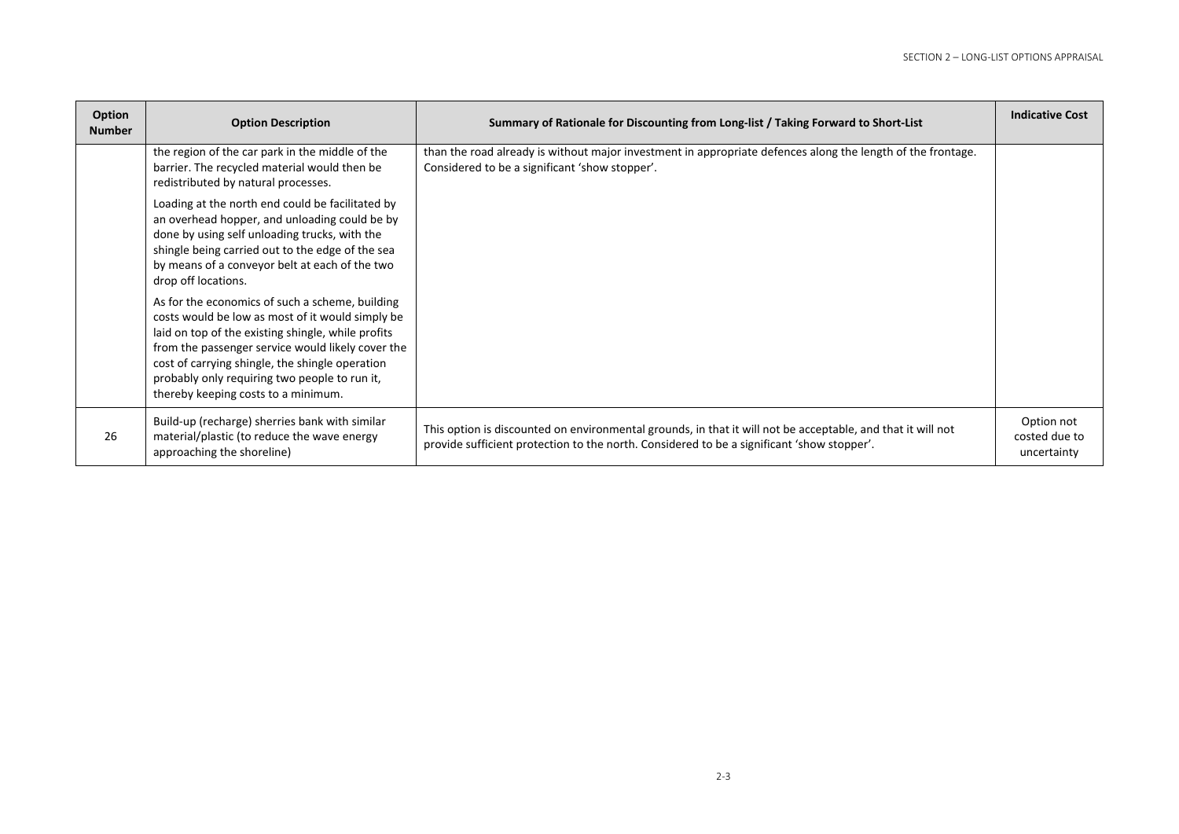| Option Number | Option Description | Summary of Rationale for Discounting from Long-list / Taking Forward to Short-List | Indicative Cost |
|---|---|---|---|
| | the region of the car park in the middle of the barrier. The recycled material would then be redistributed by natural processes. <br><br> Loading at the north end could be facilitated by an overhead hopper, and unloading could be by done by using self unloading trucks, with the shingle being carried out to the edge of the sea by means of a conveyor belt at each of the two drop off locations. <br><br> As for the economics of such a scheme, building costs would be low as most of it would simply be laid on top of the existing shingle, while profits from the passenger service would likely cover the cost of carrying shingle, the shingle operation probably only requiring two people to run it, thereby keeping costs to a minimum. | than the road already is without major investment in appropriate defences along the length of the frontage. Considered to be a significant 'show stopper'. | |
| 26 | Build-up (recharge) sherries bank with similar material/plastic (to reduce the wave energy approaching the shoreline) | This option is discounted on environmental grounds, in that it will not be acceptable, and that it will not provide sufficient protection to the north. Considered to be a significant 'show stopper'. | Option not costed due to uncertainty |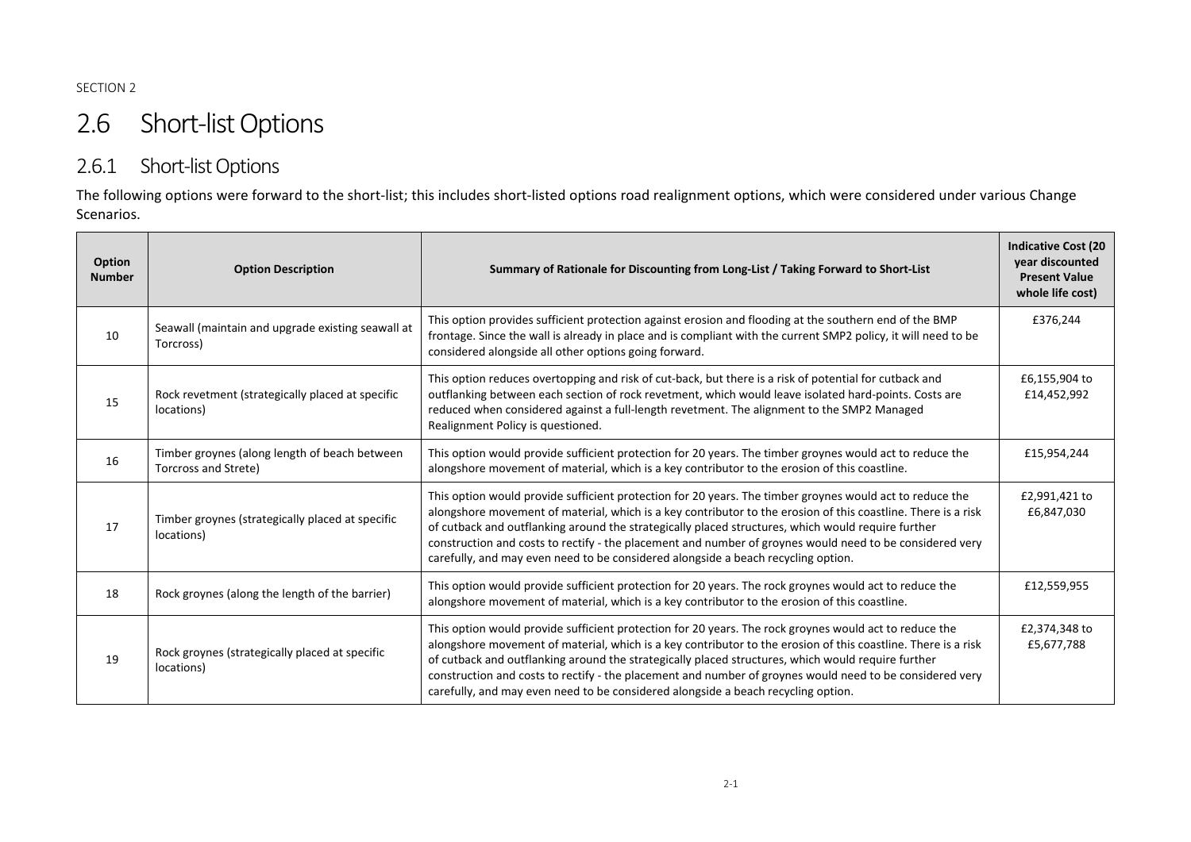SECTION 2

# 2.6 Short-list Options

## 2.6.1 Short-list Options

The following options were forward to the short-list; this includes short-listed options road realignment options, which were considered under various Change Scenarios.

| Option Number | Option Description | Summary of Rationale for Discounting from Long-List / Taking Forward to Short-List | Indicative Cost (20 year discounted Present Value whole life cost) |
|---|---|---|---|
| 10 | Seawall (maintain and upgrade existing seawall at Torcross) | This option provides sufficient protection against erosion and flooding at the southern end of the BMP frontage. Since the wall is already in place and is compliant with the current SMP2 policy, it will need to be considered alongside all other options going forward. | £376,244 |
| 15 | Rock revetment (strategically placed at specific locations) | This option reduces overtopping and risk of cut-back, but there is a risk of potential for cutback and outflanking between each section of rock revetment, which would leave isolated hard-points. Costs are reduced when considered against a full-length revetment. The alignment to the SMP2 Managed Realignment Policy is questioned. | £6,155,904 to £14,452,992 |
| 16 | Timber groynes (along length of beach between Torcross and Strete) | This option would provide sufficient protection for 20 years. The timber groynes would act to reduce the alongshore movement of material, which is a key contributor to the erosion of this coastline. | £15,954,244 |
| 17 | Timber groynes (strategically placed at specific locations) | This option would provide sufficient protection for 20 years. The timber groynes would act to reduce the alongshore movement of material, which is a key contributor to the erosion of this coastline. There is a risk of cutback and outflanking around the strategically placed structures, which would require further construction and costs to rectify - the placement and number of groynes would need to be considered very carefully, and may even need to be considered alongside a beach recycling option. | £2,991,421 to £6,847,030 |
| 18 | Rock groynes (along the length of the barrier) | This option would provide sufficient protection for 20 years. The rock groynes would act to reduce the alongshore movement of material, which is a key contributor to the erosion of this coastline. | £12,559,955 |
| 19 | Rock groynes (strategically placed at specific locations) | This option would provide sufficient protection for 20 years. The rock groynes would act to reduce the alongshore movement of material, which is a key contributor to the erosion of this coastline. There is a risk of cutback and outflanking around the strategically placed structures, which would require further construction and costs to rectify - the placement and number of groynes would need to be considered very carefully, and may even need to be considered alongside a beach recycling option. | £2,374,348 to £5,677,788 |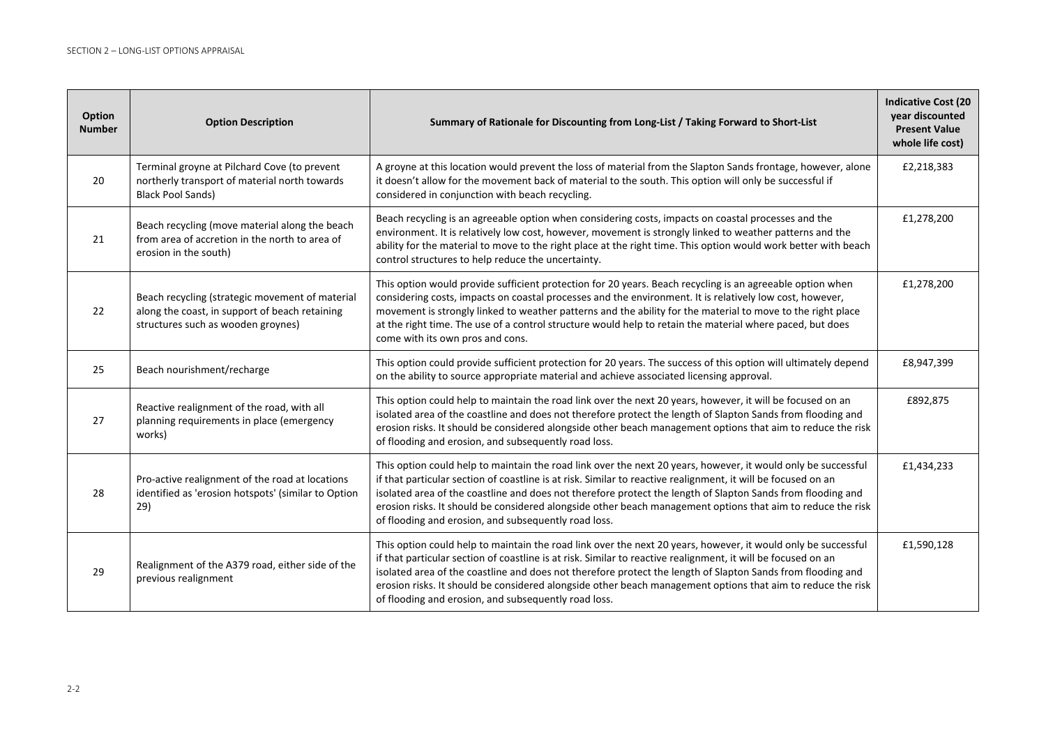| Option Number | Option Description | Summary of Rationale for Discounting from Long-List / Taking Forward to Short-List | Indicative Cost (20 year discounted Present Value whole life cost) |
|---|---|---|---|
| 20 | Terminal groyne at Pilchard Cove (to prevent northerly transport of material north towards Black Pool Sands) | A groyne at this location would prevent the loss of material from the Slapton Sands frontage, however, alone it doesn't allow for the movement back of material to the south. This option will only be successful if considered in conjunction with beach recycling. | £2,218,383 |
| 21 | Beach recycling (move material along the beach from area of accretion in the north to area of erosion in the south) | Beach recycling is an agreeable option when considering costs, impacts on coastal processes and the environment. It is relatively low cost, however, movement is strongly linked to weather patterns and the ability for the material to move to the right place at the right time. This option would work better with beach control structures to help reduce the uncertainty. | £1,278,200 |
| 22 | Beach recycling (strategic movement of material along the coast, in support of beach retaining structures such as wooden groynes) | This option would provide sufficient protection for 20 years. Beach recycling is an agreeable option when considering costs, impacts on coastal processes and the environment. It is relatively low cost, however, movement is strongly linked to weather patterns and the ability for the material to move to the right place at the right time. The use of a control structure would help to retain the material where paced, but does come with its own pros and cons. | £1,278,200 |
| 25 | Beach nourishment/recharge | This option could provide sufficient protection for 20 years. The success of this option will ultimately depend on the ability to source appropriate material and achieve associated licensing approval. | £8,947,399 |
| 27 | Reactive realignment of the road, with all planning requirements in place (emergency works) | This option could help to maintain the road link over the next 20 years, however, it will be focused on an isolated area of the coastline and does not therefore protect the length of Slapton Sands from flooding and erosion risks. It should be considered alongside other beach management options that aim to reduce the risk of flooding and erosion, and subsequently road loss. | £892,875 |
| 28 | Pro-active realignment of the road at locations identified as 'erosion hotspots' (similar to Option 29) | This option could help to maintain the road link over the next 20 years, however, it would only be successful if that particular section of coastline is at risk. Similar to reactive realignment, it will be focused on an isolated area of the coastline and does not therefore protect the length of Slapton Sands from flooding and erosion risks. It should be considered alongside other beach management options that aim to reduce the risk of flooding and erosion, and subsequently road loss. | £1,434,233 |
| 29 | Realignment of the A379 road, either side of the previous realignment | This option could help to maintain the road link over the next 20 years, however, it would only be successful if that particular section of coastline is at risk. Similar to reactive realignment, it will be focused on an isolated area of the coastline and does not therefore protect the length of Slapton Sands from flooding and erosion risks. It should be considered alongside other beach management options that aim to reduce the risk of flooding and erosion, and subsequently road loss. | £1,590,128 |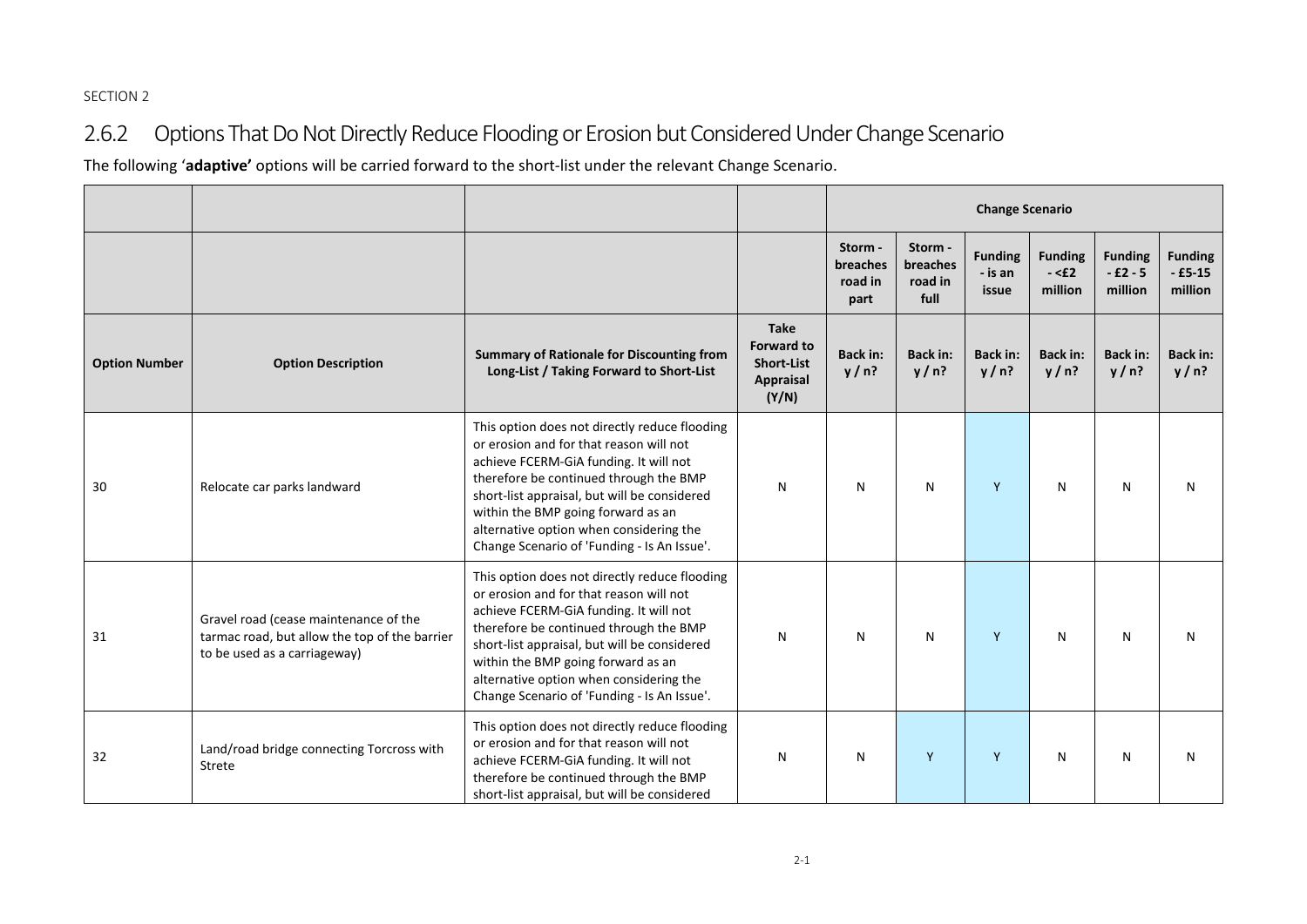SECTION 2

## 2.6.2 Options That Do Not Directly Reduce Flooding or Erosion but Considered Under Change Scenario

The following '**adaptive'** options will be carried forward to the short-list under the relevant Change Scenario.

| | | | | Change Scenario | | | | | |
|---|---|---|---|---|---|---|---|---|---|
| | | | | Storm - breaches road in part | Storm - breaches road in full | Funding - is an issue | Funding - <£2 million | Funding - £2 - 5 million | Funding - £5-15 million |
| **Option Number** | **Option Description** | **Summary of Rationale for Discounting from Long-List / Taking Forward to Short-List** | **Take Forward to Short-List Appraisal (Y/N)** | **Back in: y / n?** | **Back in: y / n?** | **Back in: y / n?** | **Back in: y / n?** | **Back in: y / n?** | **Back in: y / n?** |
| 30 | Relocate car parks landward | This option does not directly reduce flooding or erosion and for that reason will not achieve FCERM-GiA funding. It will not therefore be continued through the BMP short-list appraisal, but will be considered within the BMP going forward as an alternative option when considering the Change Scenario of 'Funding - Is An Issue'. | N | N | N | Y | N | N | N |
| 31 | Gravel road (cease maintenance of the tarmac road, but allow the top of the barrier to be used as a carriageway) | This option does not directly reduce flooding or erosion and for that reason will not achieve FCERM-GiA funding. It will not therefore be continued through the BMP short-list appraisal, but will be considered within the BMP going forward as an alternative option when considering the Change Scenario of 'Funding - Is An Issue'. | N | N | N | Y | N | N | N |
| 32 | Land/road bridge connecting Torcross with Strete | This option does not directly reduce flooding or erosion and for that reason will not achieve FCERM-GiA funding. It will not therefore be continued through the BMP short-list appraisal, but will be considered | N | N | Y | Y | N | N | N |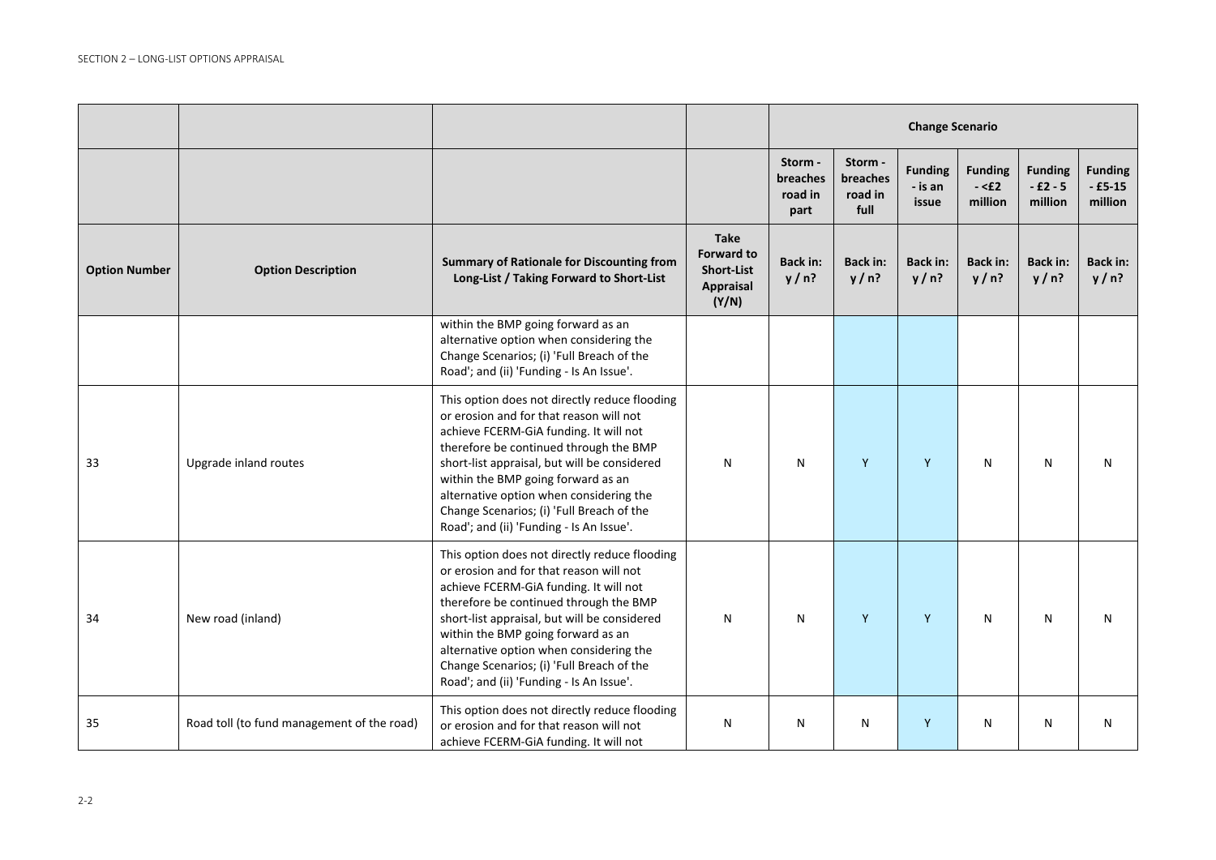| | | | | Change Scenario | | | | | |
|---|---|---|---|---|---|---|---|---|---|
| | | | | Storm - breaches road in part | Storm - breaches road in full | Funding - is an issue | Funding - <£2 million | Funding - £2 - 5 million | Funding - £5-15 million |
| **Option Number** | **Option Description** | **Summary of Rationale for Discounting from Long-List / Taking Forward to Short-List** | **Take Forward to Short-List Appraisal (Y/N)** | **Back in: y / n?** | **Back in: y / n?** | **Back in: y / n?** | **Back in: y / n?** | **Back in: y / n?** | **Back in: y / n?** |
| | | within the BMP going forward as an alternative option when considering the Change Scenarios; (i) 'Full Breach of the Road'; and (ii) 'Funding - Is An Issue'. | | | | | | | |
| 33 | Upgrade inland routes | This option does not directly reduce flooding or erosion and for that reason will not achieve FCERM-GiA funding. It will not therefore be continued through the BMP short-list appraisal, but will be considered within the BMP going forward as an alternative option when considering the Change Scenarios; (i) 'Full Breach of the Road'; and (ii) 'Funding - Is An Issue'. | N | N | Y | Y | N | N | N |
| 34 | New road (inland) | This option does not directly reduce flooding or erosion and for that reason will not achieve FCERM-GiA funding. It will not therefore be continued through the BMP short-list appraisal, but will be considered within the BMP going forward as an alternative option when considering the Change Scenarios; (i) 'Full Breach of the Road'; and (ii) 'Funding - Is An Issue'. | N | N | Y | Y | N | N | N |
| 35 | Road toll (to fund management of the road) | This option does not directly reduce flooding or erosion and for that reason will not achieve FCERM-GiA funding. It will not | N | N | N | Y | N | N | N |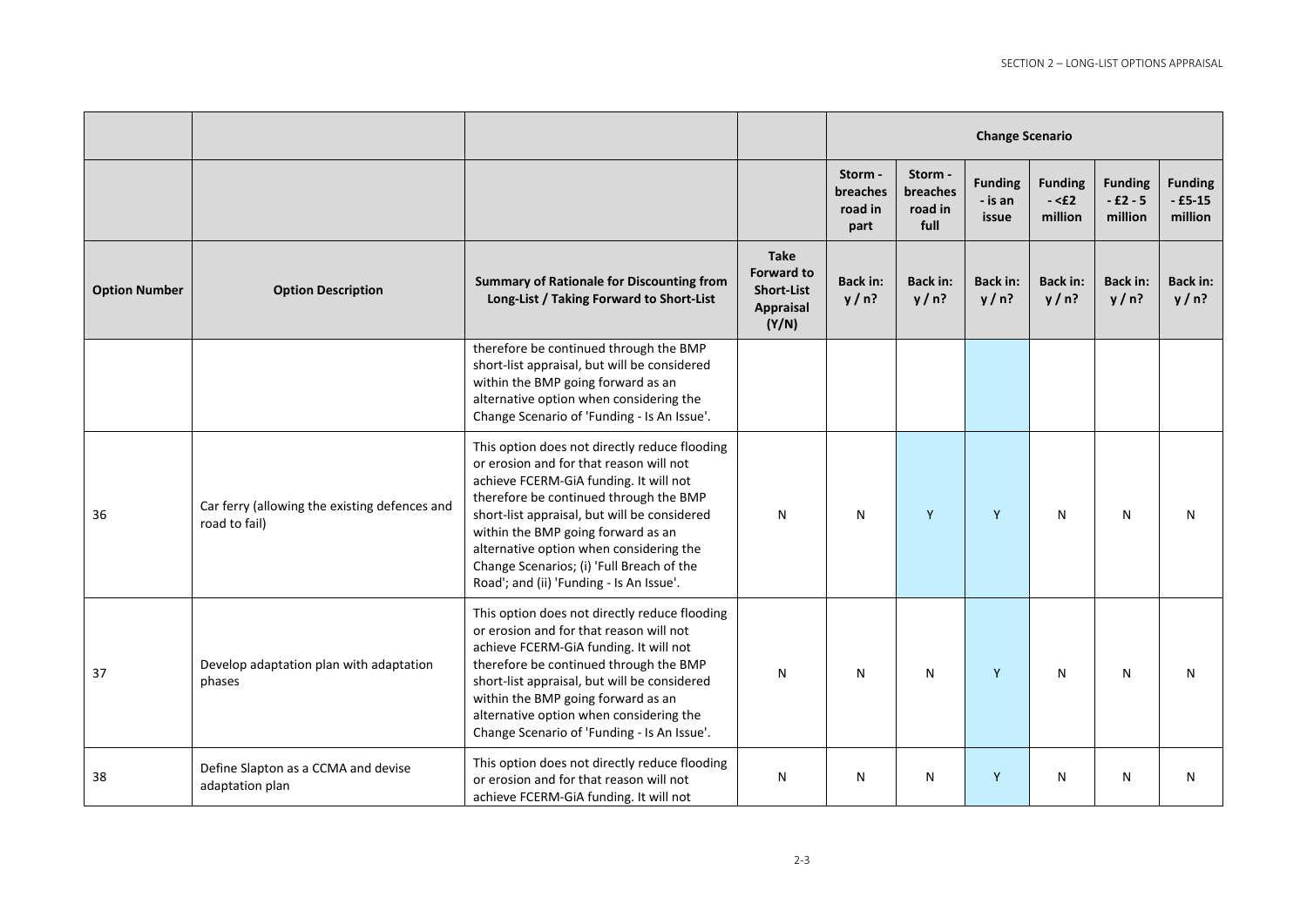| | | | | Change Scenario | | | | | |
|---|---|---|---|---|---|---|---|---|---|
| | | | | Storm - breaches road in part | Storm - breaches road in full | Funding - is an issue | Funding - <£2 million | Funding - £2 - 5 million | Funding - £5-15 million |
| **Option Number** | **Option Description** | **Summary of Rationale for Discounting from Long-List / Taking Forward to Short-List** | **Take Forward to Short-List Appraisal (Y/N)** | **Back in: y / n?** | **Back in: y / n?** | **Back in: y / n?** | **Back in: y / n?** | **Back in: y / n?** | **Back in: y / n?** |
| | | therefore be continued through the BMP short-list appraisal, but will be considered within the BMP going forward as an alternative option when considering the Change Scenario of 'Funding - Is An Issue'. | | | | | | | |
| 36 | Car ferry (allowing the existing defences and road to fail) | This option does not directly reduce flooding or erosion and for that reason will not achieve FCERM-GiA funding. It will not therefore be continued through the BMP short-list appraisal, but will be considered within the BMP going forward as an alternative option when considering the Change Scenarios; (i) 'Full Breach of the Road'; and (ii) 'Funding - Is An Issue'. | N | N | Y | Y | N | N | N |
| 37 | Develop adaptation plan with adaptation phases | This option does not directly reduce flooding or erosion and for that reason will not achieve FCERM-GiA funding. It will not therefore be continued through the BMP short-list appraisal, but will be considered within the BMP going forward as an alternative option when considering the Change Scenario of 'Funding - Is An Issue'. | N | N | N | Y | N | N | N |
| 38 | Define Slapton as a CCMA and devise adaptation plan | This option does not directly reduce flooding or erosion and for that reason will not achieve FCERM-GiA funding. It will not | N | N | N | Y | N | N | N |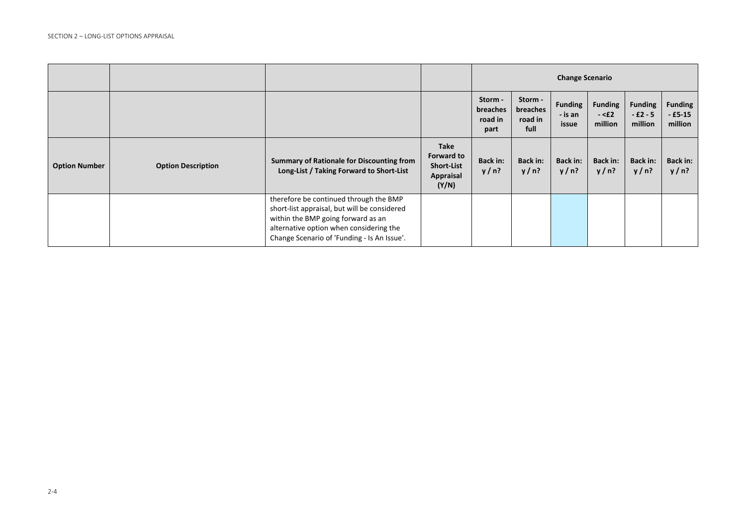| | | | | Change Scenario | | | | | |
|---|---|---|---|---|---|---|---|---|---|
| | | | | Storm - breaches road in part | Storm - breaches road in full | Funding - is an issue | Funding - <£2 million | Funding - £2 - 5 million | Funding - £5-15 million |
| **Option Number** | **Option Description** | **Summary of Rationale for Discounting from Long-List / Taking Forward to Short-List** | **Take Forward to Short-List Appraisal (Y/N)** | **Back in: y / n?** | **Back in: y / n?** | **Back in: y / n?** | **Back in: y / n?** | **Back in: y / n?** | **Back in: y / n?** |
| | | therefore be continued through the BMP short-list appraisal, but will be considered within the BMP going forward as an alternative option when considering the Change Scenario of 'Funding - Is An Issue'. | | | | | | | |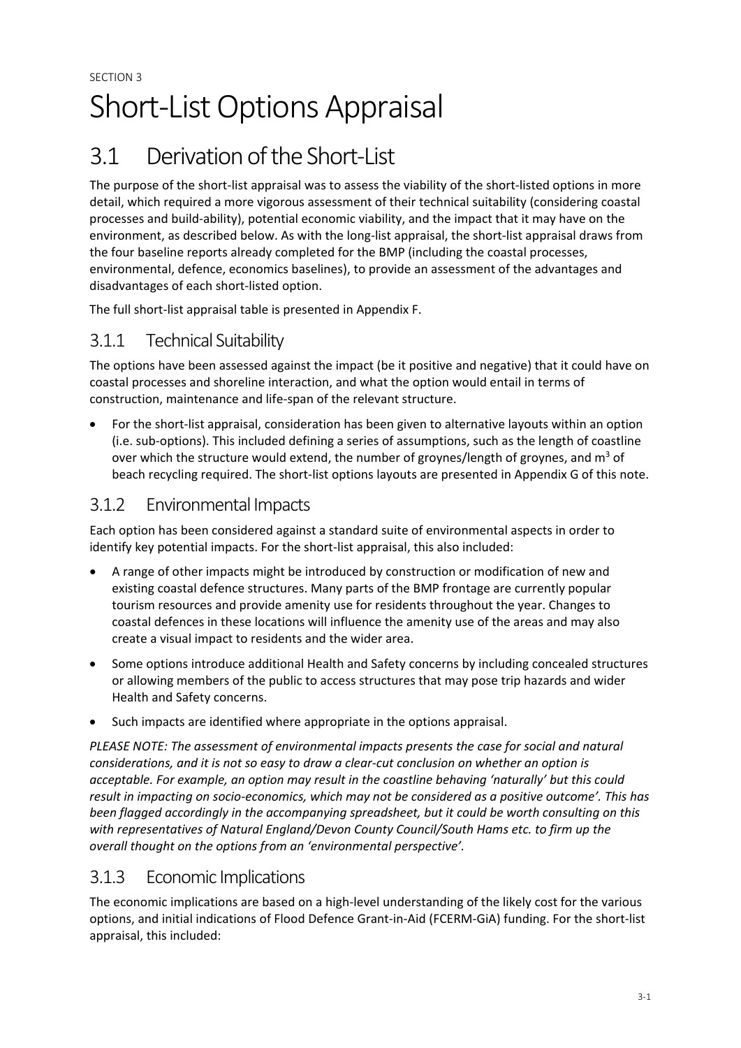SECTION 3

# Short-List Options Appraisal

## 3.1 Derivation of the Short-List

The purpose of the short-list appraisal was to assess the viability of the short-listed options in more detail, which required a more vigorous assessment of their technical suitability (considering coastal processes and build-ability), potential economic viability, and the impact that it may have on the environment, as described below. As with the long-list appraisal, the short-list appraisal draws from the four baseline reports already completed for the BMP (including the coastal processes, environmental, defence, economics baselines), to provide an assessment of the advantages and disadvantages of each short-listed option.

The full short-list appraisal table is presented in Appendix F.

### 3.1.1 Technical Suitability

The options have been assessed against the impact (be it positive and negative) that it could have on coastal processes and shoreline interaction, and what the option would entail in terms of construction, maintenance and life-span of the relevant structure.

- For the short-list appraisal, consideration has been given to alternative layouts within an option (i.e. sub-options). This included defining a series of assumptions, such as the length of coastline over which the structure would extend, the number of groynes/length of groynes, and $m^3$ of beach recycling required. The short-list options layouts are presented in Appendix G of this note.

### 3.1.2 Environmental Impacts

Each option has been considered against a standard suite of environmental aspects in order to identify key potential impacts. For the short-list appraisal, this also included:

- A range of other impacts might be introduced by construction or modification of new and existing coastal defence structures. Many parts of the BMP frontage are currently popular tourism resources and provide amenity use for residents throughout the year. Changes to coastal defences in these locations will influence the amenity use of the areas and may also create a visual impact to residents and the wider area.
- Some options introduce additional Health and Safety concerns by including concealed structures or allowing members of the public to access structures that may pose trip hazards and wider Health and Safety concerns.
- Such impacts are identified where appropriate in the options appraisal.

*PLEASE NOTE: The assessment of environmental impacts presents the case for social and natural considerations, and it is not so easy to draw a clear-cut conclusion on whether an option is acceptable. For example, an option may result in the coastline behaving 'naturally' but this could result in impacting on socio-economics, which may not be considered as a positive outcome'. This has been flagged accordingly in the accompanying spreadsheet, but it could be worth consulting on this with representatives of Natural England/Devon County Council/South Hams etc. to firm up the overall thought on the options from an 'environmental perspective'.*

### 3.1.3 Economic Implications

The economic implications are based on a high-level understanding of the likely cost for the various options, and initial indications of Flood Defence Grant-in-Aid (FCERM-GiA) funding. For the short-list appraisal, this included: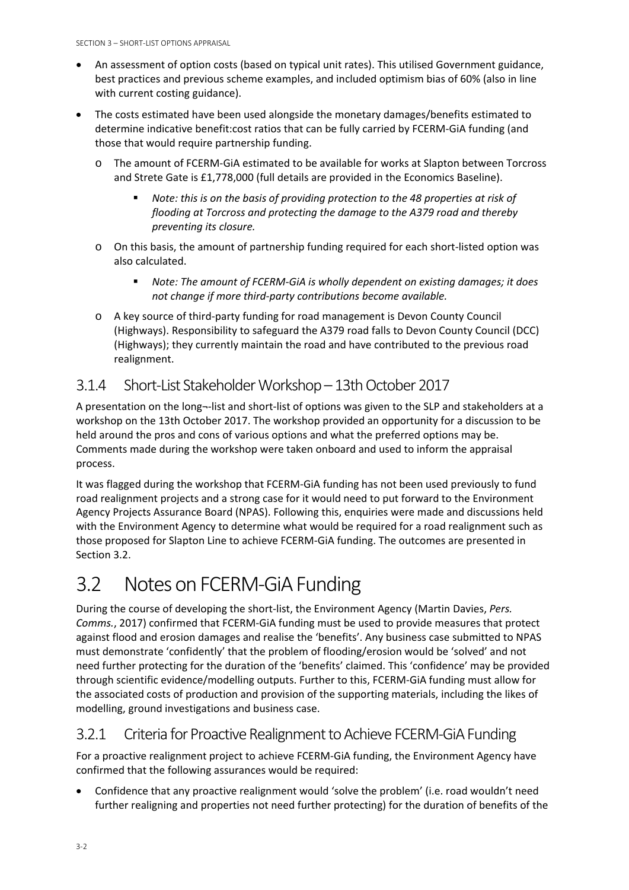- An assessment of option costs (based on typical unit rates). This utilised Government guidance, best practices and previous scheme examples, and included optimism bias of 60% (also in line with current costing guidance).
- The costs estimated have been used alongside the monetary damages/benefits estimated to determine indicative benefit:cost ratios that can be fully carried by FCERM-GiA funding (and those that would require partnership funding.
  - The amount of FCERM-GiA estimated to be available for works at Slapton between Torcross and Strete Gate is £1,778,000 (full details are provided in the Economics Baseline).
    - *Note: this is on the basis of providing protection to the 48 properties at risk of flooding at Torcross and protecting the damage to the A379 road and thereby preventing its closure.*
  - On this basis, the amount of partnership funding required for each short-listed option was also calculated.
    - *Note: The amount of FCERM-GiA is wholly dependent on existing damages; it does not change if more third-party contributions become available.*
  - A key source of third-party funding for road management is Devon County Council (Highways). Responsibility to safeguard the A379 road falls to Devon County Council (DCC) (Highways); they currently maintain the road and have contributed to the previous road realignment.

### 3.1.4 Short-List Stakeholder Workshop – 13th October 2017

A presentation on the long¬-list and short-list of options was given to the SLP and stakeholders at a workshop on the 13th October 2017. The workshop provided an opportunity for a discussion to be held around the pros and cons of various options and what the preferred options may be. Comments made during the workshop were taken onboard and used to inform the appraisal process.

It was flagged during the workshop that FCERM-GiA funding has not been used previously to fund road realignment projects and a strong case for it would need to put forward to the Environment Agency Projects Assurance Board (NPAS). Following this, enquiries were made and discussions held with the Environment Agency to determine what would be required for a road realignment such as those proposed for Slapton Line to achieve FCERM-GiA funding. The outcomes are presented in Section 3.2.

## 3.2 Notes on FCERM-GiA Funding

During the course of developing the short-list, the Environment Agency (Martin Davies, *Pers. Comms.*, 2017) confirmed that FCERM-GiA funding must be used to provide measures that protect against flood and erosion damages and realise the 'benefits'. Any business case submitted to NPAS must demonstrate 'confidently' that the problem of flooding/erosion would be 'solved' and not need further protecting for the duration of the 'benefits' claimed. This 'confidence' may be provided through scientific evidence/modelling outputs. Further to this, FCERM-GiA funding must allow for the associated costs of production and provision of the supporting materials, including the likes of modelling, ground investigations and business case.

### 3.2.1 Criteria for Proactive Realignment to Achieve FCERM-GiA Funding

For a proactive realignment project to achieve FCERM-GiA funding, the Environment Agency have confirmed that the following assurances would be required:

- Confidence that any proactive realignment would 'solve the problem' (i.e. road wouldn't need further realigning and properties not need further protecting) for the duration of benefits of the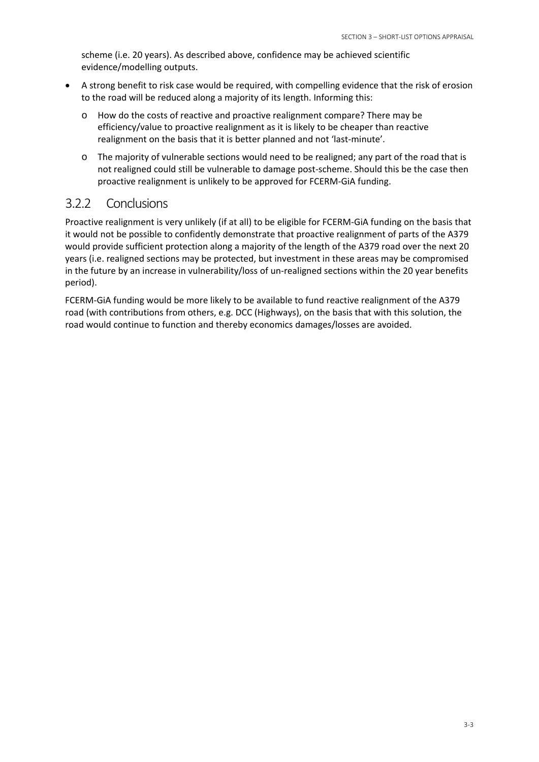scheme (i.e. 20 years). As described above, confidence may be achieved scientific evidence/modelling outputs.

- A strong benefit to risk case would be required, with compelling evidence that the risk of erosion to the road will be reduced along a majority of its length. Informing this:
  - How do the costs of reactive and proactive realignment compare? There may be efficiency/value to proactive realignment as it is likely to be cheaper than reactive realignment on the basis that it is better planned and not 'last-minute'.
  - The majority of vulnerable sections would need to be realigned; any part of the road that is not realigned could still be vulnerable to damage post-scheme. Should this be the case then proactive realignment is unlikely to be approved for FCERM-GiA funding.

### 3.2.2 Conclusions

Proactive realignment is very unlikely (if at all) to be eligible for FCERM-GiA funding on the basis that it would not be possible to confidently demonstrate that proactive realignment of parts of the A379 would provide sufficient protection along a majority of the length of the A379 road over the next 20 years (i.e. realigned sections may be protected, but investment in these areas may be compromised in the future by an increase in vulnerability/loss of un-realigned sections within the 20 year benefits period).

FCERM-GiA funding would be more likely to be available to fund reactive realignment of the A379 road (with contributions from others, e.g. DCC (Highways), on the basis that with this solution, the road would continue to function and thereby economics damages/losses are avoided.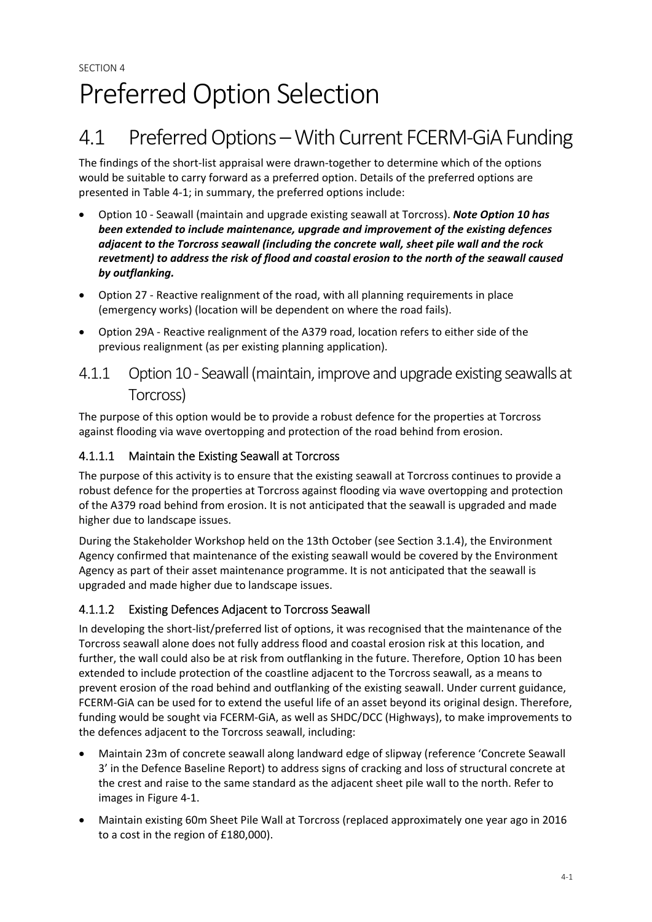SECTION 4

# Preferred Option Selection

## 4.1 Preferred Options – With Current FCERM-GiA Funding

The findings of the short-list appraisal were drawn-together to determine which of the options would be suitable to carry forward as a preferred option. Details of the preferred options are presented in Table 4-1; in summary, the preferred options include:

- Option 10 - Seawall (maintain and upgrade existing seawall at Torcross). ***Note Option 10 has been extended to include maintenance, upgrade and improvement of the existing defences adjacent to the Torcross seawall (including the concrete wall, sheet pile wall and the rock revetment) to address the risk of flood and coastal erosion to the north of the seawall caused by outflanking.***
- Option 27 - Reactive realignment of the road, with all planning requirements in place (emergency works) (location will be dependent on where the road fails).
- Option 29A - Reactive realignment of the A379 road, location refers to either side of the previous realignment (as per existing planning application).

### 4.1.1 Option 10 - Seawall (maintain, improve and upgrade existing seawalls at Torcross)

The purpose of this option would be to provide a robust defence for the properties at Torcross against flooding via wave overtopping and protection of the road behind from erosion.

#### 4.1.1.1 Maintain the Existing Seawall at Torcross

The purpose of this activity is to ensure that the existing seawall at Torcross continues to provide a robust defence for the properties at Torcross against flooding via wave overtopping and protection of the A379 road behind from erosion. It is not anticipated that the seawall is upgraded and made higher due to landscape issues.

During the Stakeholder Workshop held on the 13th October (see Section 3.1.4), the Environment Agency confirmed that maintenance of the existing seawall would be covered by the Environment Agency as part of their asset maintenance programme. It is not anticipated that the seawall is upgraded and made higher due to landscape issues.

#### 4.1.1.2 Existing Defences Adjacent to Torcross Seawall

In developing the short-list/preferred list of options, it was recognised that the maintenance of the Torcross seawall alone does not fully address flood and coastal erosion risk at this location, and further, the wall could also be at risk from outflanking in the future. Therefore, Option 10 has been extended to include protection of the coastline adjacent to the Torcross seawall, as a means to prevent erosion of the road behind and outflanking of the existing seawall. Under current guidance, FCERM-GiA can be used for to extend the useful life of an asset beyond its original design. Therefore, funding would be sought via FCERM-GiA, as well as SHDC/DCC (Highways), to make improvements to the defences adjacent to the Torcross seawall, including:

- Maintain 23m of concrete seawall along landward edge of slipway (reference 'Concrete Seawall 3' in the Defence Baseline Report) to address signs of cracking and loss of structural concrete at the crest and raise to the same standard as the adjacent sheet pile wall to the north. Refer to images in Figure 4-1.
- Maintain existing 60m Sheet Pile Wall at Torcross (replaced approximately one year ago in 2016 to a cost in the region of £180,000).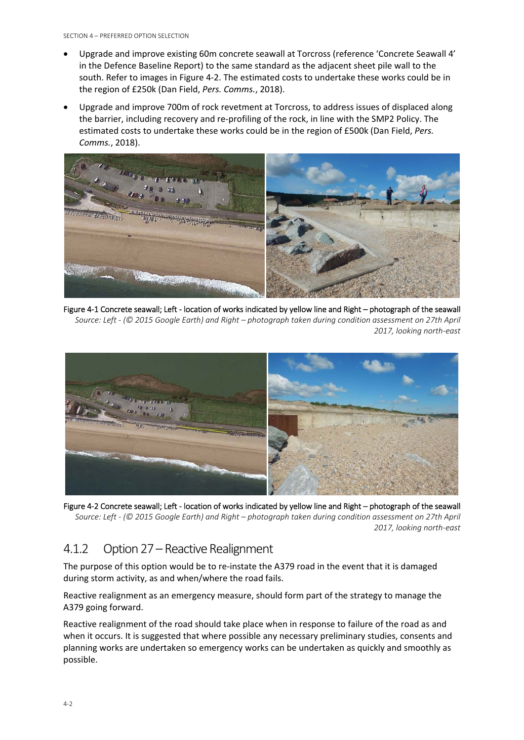- Upgrade and improve existing 60m concrete seawall at Torcross (reference 'Concrete Seawall 4' in the Defence Baseline Report) to the same standard as the adjacent sheet pile wall to the south. Refer to images in Figure 4-2. The estimated costs to undertake these works could be in the region of £250k (Dan Field, *Pers. Comms.*, 2018).
- Upgrade and improve 700m of rock revetment at Torcross, to address issues of displaced along the barrier, including recovery and re-profiling of the rock, in line with the SMP2 Policy. The estimated costs to undertake these works could be in the region of £500k (Dan Field, *Pers. Comms.*, 2018).

Figure 4-1 Concrete seawall; Left - location of works indicated by yellow line and Right – photograph of the seawall
*Source: Left - (© 2015 Google Earth) and Right – photograph taken during condition assessment on 27th April 2017, looking north-east*

Figure 4-2 Concrete seawall; Left - location of works indicated by yellow line and Right – photograph of the seawall
*Source: Left - (© 2015 Google Earth) and Right – photograph taken during condition assessment on 27th April 2017, looking north-east*

### 4.1.2 Option 27 – Reactive Realignment

The purpose of this option would be to re-instate the A379 road in the event that it is damaged during storm activity, as and when/where the road fails.

Reactive realignment as an emergency measure, should form part of the strategy to manage the A379 going forward.

Reactive realignment of the road should take place when in response to failure of the road as and when it occurs. It is suggested that where possible any necessary preliminary studies, consents and planning works are undertaken so emergency works can be undertaken as quickly and smoothly as possible.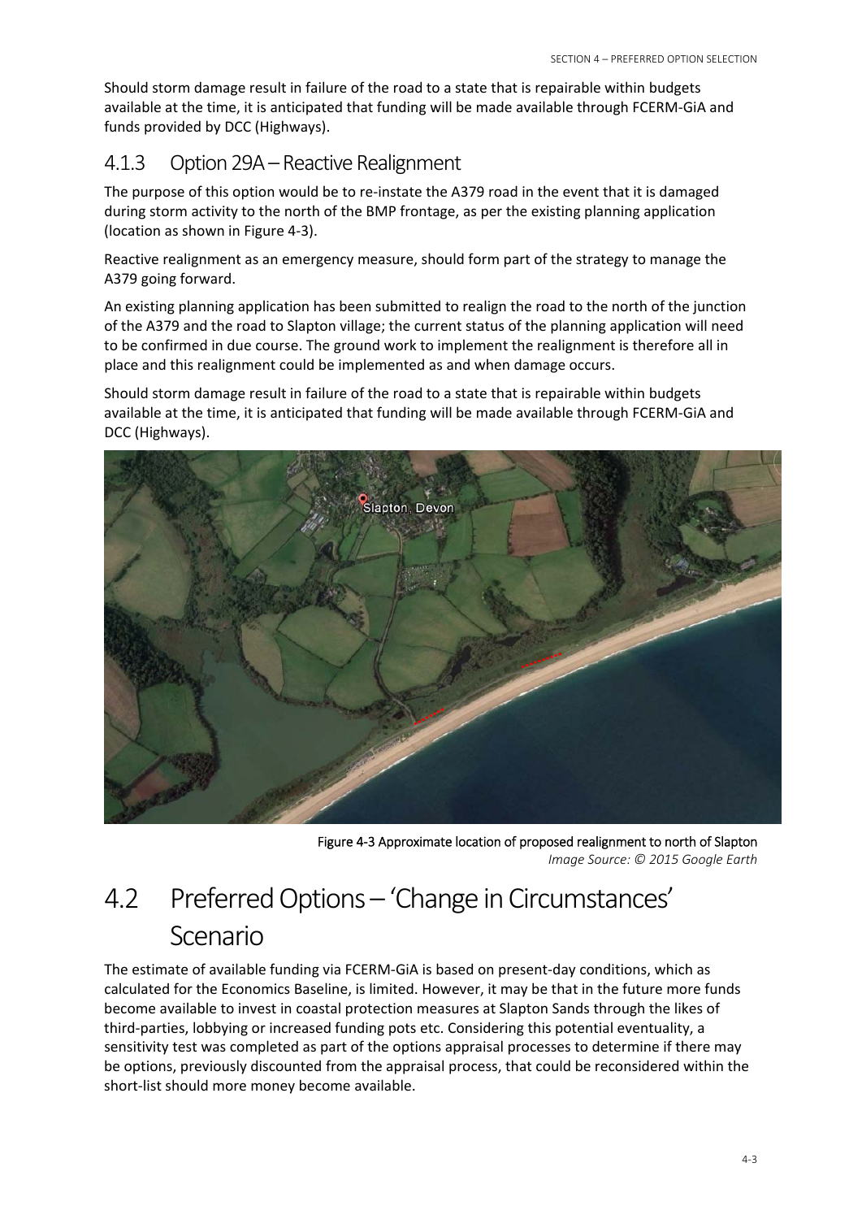Should storm damage result in failure of the road to a state that is repairable within budgets available at the time, it is anticipated that funding will be made available through FCERM-GiA and funds provided by DCC (Highways).

### 4.1.3 Option 29A – Reactive Realignment

The purpose of this option would be to re-instate the A379 road in the event that it is damaged during storm activity to the north of the BMP frontage, as per the existing planning application (location as shown in Figure 4-3).

Reactive realignment as an emergency measure, should form part of the strategy to manage the A379 going forward.

An existing planning application has been submitted to realign the road to the north of the junction of the A379 and the road to Slapton village; the current status of the planning application will need to be confirmed in due course. The ground work to implement the realignment is therefore all in place and this realignment could be implemented as and when damage occurs.

Should storm damage result in failure of the road to a state that is repairable within budgets available at the time, it is anticipated that funding will be made available through FCERM-GiA and DCC (Highways).

Figure 4-3 Approximate location of proposed realignment to north of Slapton
*Image Source: © 2015 Google Earth*

## 4.2 Preferred Options – 'Change in Circumstances' Scenario

The estimate of available funding via FCERM-GiA is based on present-day conditions, which as calculated for the Economics Baseline, is limited. However, it may be that in the future more funds become available to invest in coastal protection measures at Slapton Sands through the likes of third-parties, lobbying or increased funding pots etc. Considering this potential eventuality, a sensitivity test was completed as part of the options appraisal processes to determine if there may be options, previously discounted from the appraisal process, that could be reconsidered within the short-list should more money become available.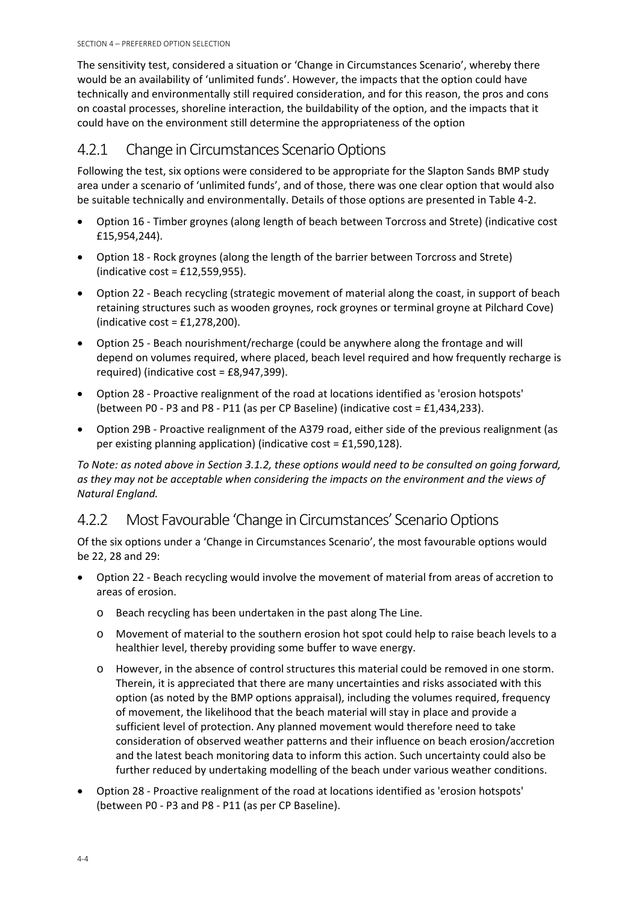The sensitivity test, considered a situation or 'Change in Circumstances Scenario', whereby there would be an availability of 'unlimited funds'. However, the impacts that the option could have technically and environmentally still required consideration, and for this reason, the pros and cons on coastal processes, shoreline interaction, the buildability of the option, and the impacts that it could have on the environment still determine the appropriateness of the option

## 4.2.1 Change in Circumstances Scenario Options

Following the test, six options were considered to be appropriate for the Slapton Sands BMP study area under a scenario of 'unlimited funds', and of those, there was one clear option that would also be suitable technically and environmentally. Details of those options are presented in Table 4-2.

- Option 16 - Timber groynes (along length of beach between Torcross and Strete) (indicative cost £15,954,244).
- Option 18 - Rock groynes (along the length of the barrier between Torcross and Strete) (indicative cost = £12,559,955).
- Option 22 - Beach recycling (strategic movement of material along the coast, in support of beach retaining structures such as wooden groynes, rock groynes or terminal groyne at Pilchard Cove) (indicative cost = £1,278,200).
- Option 25 - Beach nourishment/recharge (could be anywhere along the frontage and will depend on volumes required, where placed, beach level required and how frequently recharge is required) (indicative cost = £8,947,399).
- Option 28 - Proactive realignment of the road at locations identified as 'erosion hotspots' (between P0 - P3 and P8 - P11 (as per CP Baseline) (indicative cost = £1,434,233).
- Option 29B - Proactive realignment of the A379 road, either side of the previous realignment (as per existing planning application) (indicative cost = £1,590,128).

*To Note: as noted above in Section 3.1.2, these options would need to be consulted on going forward, as they may not be acceptable when considering the impacts on the environment and the views of Natural England.*

## 4.2.2 Most Favourable 'Change in Circumstances' Scenario Options

Of the six options under a 'Change in Circumstances Scenario', the most favourable options would be 22, 28 and 29:

- Option 22 - Beach recycling would involve the movement of material from areas of accretion to areas of erosion.
  - Beach recycling has been undertaken in the past along The Line.
  - Movement of material to the southern erosion hot spot could help to raise beach levels to a healthier level, thereby providing some buffer to wave energy.
  - However, in the absence of control structures this material could be removed in one storm. Therein, it is appreciated that there are many uncertainties and risks associated with this option (as noted by the BMP options appraisal), including the volumes required, frequency of movement, the likelihood that the beach material will stay in place and provide a sufficient level of protection. Any planned movement would therefore need to take consideration of observed weather patterns and their influence on beach erosion/accretion and the latest beach monitoring data to inform this action. Such uncertainty could also be further reduced by undertaking modelling of the beach under various weather conditions.
- Option 28 - Proactive realignment of the road at locations identified as 'erosion hotspots' (between P0 - P3 and P8 - P11 (as per CP Baseline).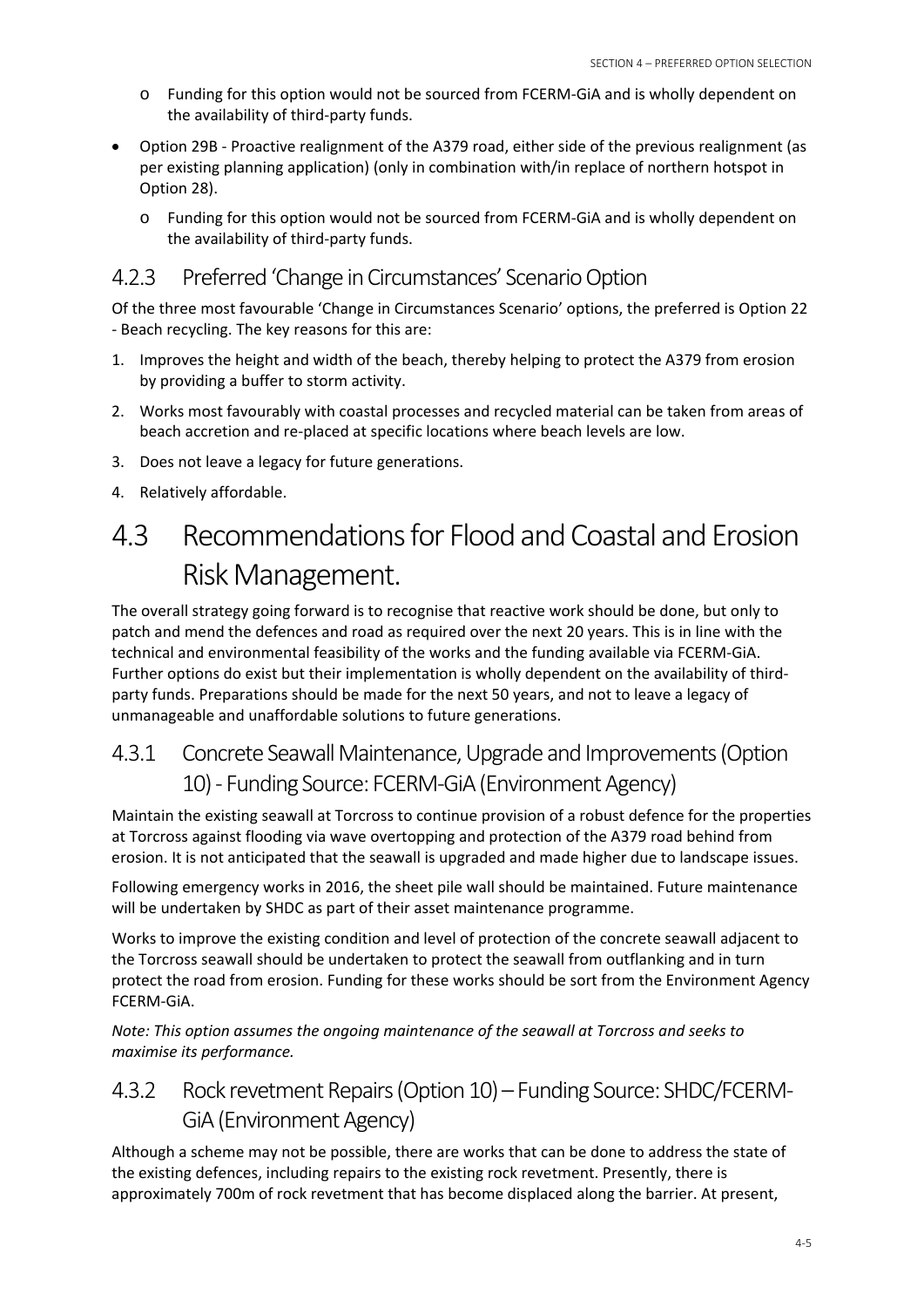- Funding for this option would not be sourced from FCERM-GiA and is wholly dependent on the availability of third-party funds.
- Option 29B - Proactive realignment of the A379 road, either side of the previous realignment (as per existing planning application) (only in combination with/in replace of northern hotspot in Option 28).
  - Funding for this option would not be sourced from FCERM-GiA and is wholly dependent on the availability of third-party funds.

### 4.2.3 Preferred 'Change in Circumstances' Scenario Option

Of the three most favourable 'Change in Circumstances Scenario' options, the preferred is Option 22 - Beach recycling. The key reasons for this are:

1. Improves the height and width of the beach, thereby helping to protect the A379 from erosion by providing a buffer to storm activity.
2. Works most favourably with coastal processes and recycled material can be taken from areas of beach accretion and re-placed at specific locations where beach levels are low.
3. Does not leave a legacy for future generations.
4. Relatively affordable.

## 4.3 Recommendations for Flood and Coastal and Erosion Risk Management.

The overall strategy going forward is to recognise that reactive work should be done, but only to patch and mend the defences and road as required over the next 20 years. This is in line with the technical and environmental feasibility of the works and the funding available via FCERM-GiA. Further options do exist but their implementation is wholly dependent on the availability of third-party funds. Preparations should be made for the next 50 years, and not to leave a legacy of unmanageable and unaffordable solutions to future generations.

### 4.3.1 Concrete Seawall Maintenance, Upgrade and Improvements (Option 10) - Funding Source: FCERM-GiA (Environment Agency)

Maintain the existing seawall at Torcross to continue provision of a robust defence for the properties at Torcross against flooding via wave overtopping and protection of the A379 road behind from erosion. It is not anticipated that the seawall is upgraded and made higher due to landscape issues.

Following emergency works in 2016, the sheet pile wall should be maintained. Future maintenance will be undertaken by SHDC as part of their asset maintenance programme.

Works to improve the existing condition and level of protection of the concrete seawall adjacent to the Torcross seawall should be undertaken to protect the seawall from outflanking and in turn protect the road from erosion. Funding for these works should be sort from the Environment Agency FCERM-GiA.

*Note: This option assumes the ongoing maintenance of the seawall at Torcross and seeks to maximise its performance.*

### 4.3.2 Rock revetment Repairs (Option 10) – Funding Source: SHDC/FCERM-GiA (Environment Agency)

Although a scheme may not be possible, there are works that can be done to address the state of the existing defences, including repairs to the existing rock revetment. Presently, there is approximately 700m of rock revetment that has become displaced along the barrier. At present,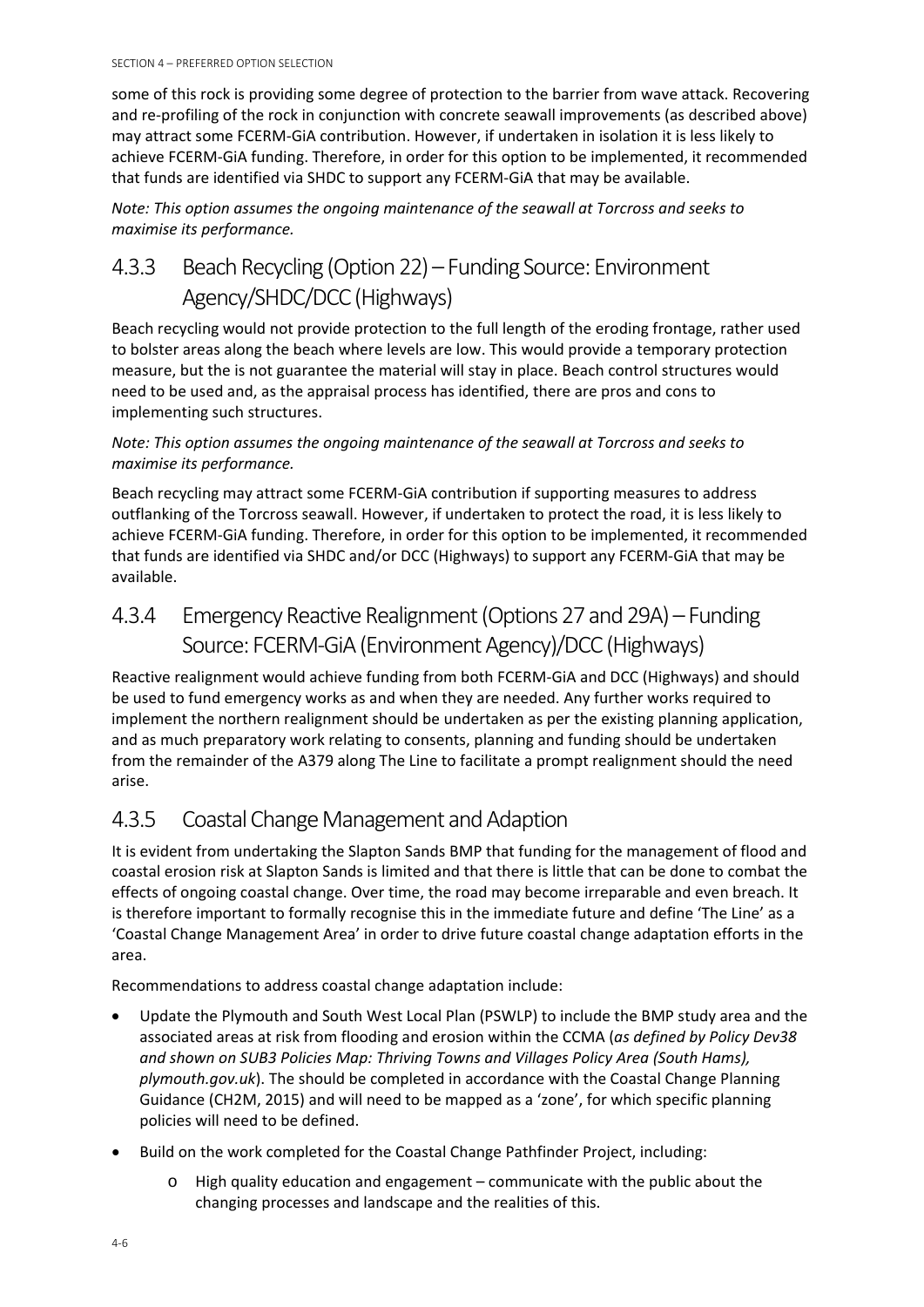some of this rock is providing some degree of protection to the barrier from wave attack. Recovering and re-profiling of the rock in conjunction with concrete seawall improvements (as described above) may attract some FCERM-GiA contribution. However, if undertaken in isolation it is less likely to achieve FCERM-GiA funding. Therefore, in order for this option to be implemented, it recommended that funds are identified via SHDC to support any FCERM-GiA that may be available.

*Note: This option assumes the ongoing maintenance of the seawall at Torcross and seeks to maximise its performance.*

### 4.3.3 Beach Recycling (Option 22) – Funding Source: Environment Agency/SHDC/DCC (Highways)

Beach recycling would not provide protection to the full length of the eroding frontage, rather used to bolster areas along the beach where levels are low. This would provide a temporary protection measure, but the is not guarantee the material will stay in place. Beach control structures would need to be used and, as the appraisal process has identified, there are pros and cons to implementing such structures.

*Note: This option assumes the ongoing maintenance of the seawall at Torcross and seeks to maximise its performance.*

Beach recycling may attract some FCERM-GiA contribution if supporting measures to address outflanking of the Torcross seawall. However, if undertaken to protect the road, it is less likely to achieve FCERM-GiA funding. Therefore, in order for this option to be implemented, it recommended that funds are identified via SHDC and/or DCC (Highways) to support any FCERM-GiA that may be available.

### 4.3.4 Emergency Reactive Realignment (Options 27 and 29A) – Funding Source: FCERM-GiA (Environment Agency)/DCC (Highways)

Reactive realignment would achieve funding from both FCERM-GiA and DCC (Highways) and should be used to fund emergency works as and when they are needed. Any further works required to implement the northern realignment should be undertaken as per the existing planning application, and as much preparatory work relating to consents, planning and funding should be undertaken from the remainder of the A379 along The Line to facilitate a prompt realignment should the need arise.

### 4.3.5 Coastal Change Management and Adaption

It is evident from undertaking the Slapton Sands BMP that funding for the management of flood and coastal erosion risk at Slapton Sands is limited and that there is little that can be done to combat the effects of ongoing coastal change. Over time, the road may become irreparable and even breach. It is therefore important to formally recognise this in the immediate future and define 'The Line' as a 'Coastal Change Management Area' in order to drive future coastal change adaptation efforts in the area.

Recommendations to address coastal change adaptation include:

- Update the Plymouth and South West Local Plan (PSWLP) to include the BMP study area and the associated areas at risk from flooding and erosion within the CCMA (*as defined by Policy Dev38 and shown on SUB3 Policies Map: Thriving Towns and Villages Policy Area (South Hams), plymouth.gov.uk*). The should be completed in accordance with the Coastal Change Planning Guidance (CH2M, 2015) and will need to be mapped as a 'zone', for which specific planning policies will need to be defined.
- Build on the work completed for the Coastal Change Pathfinder Project, including:
    - High quality education and engagement – communicate with the public about the changing processes and landscape and the realities of this.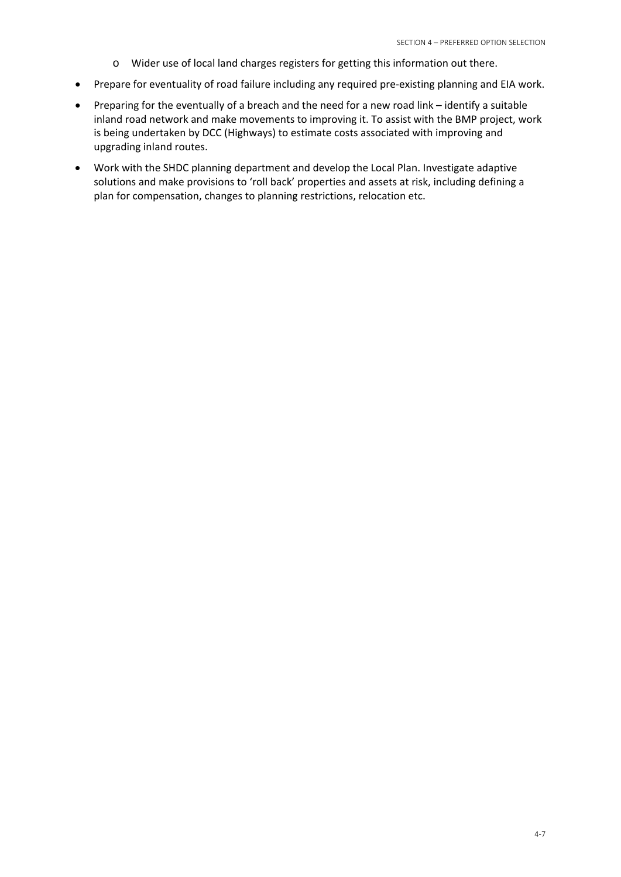- Wider use of local land charges registers for getting this information out there.
- Prepare for eventuality of road failure including any required pre-existing planning and EIA work.
- Preparing for the eventually of a breach and the need for a new road link – identify a suitable inland road network and make movements to improving it. To assist with the BMP project, work is being undertaken by DCC (Highways) to estimate costs associated with improving and upgrading inland routes.
- Work with the SHDC planning department and develop the Local Plan. Investigate adaptive solutions and make provisions to 'roll back' properties and assets at risk, including defining a plan for compensation, changes to planning restrictions, relocation etc.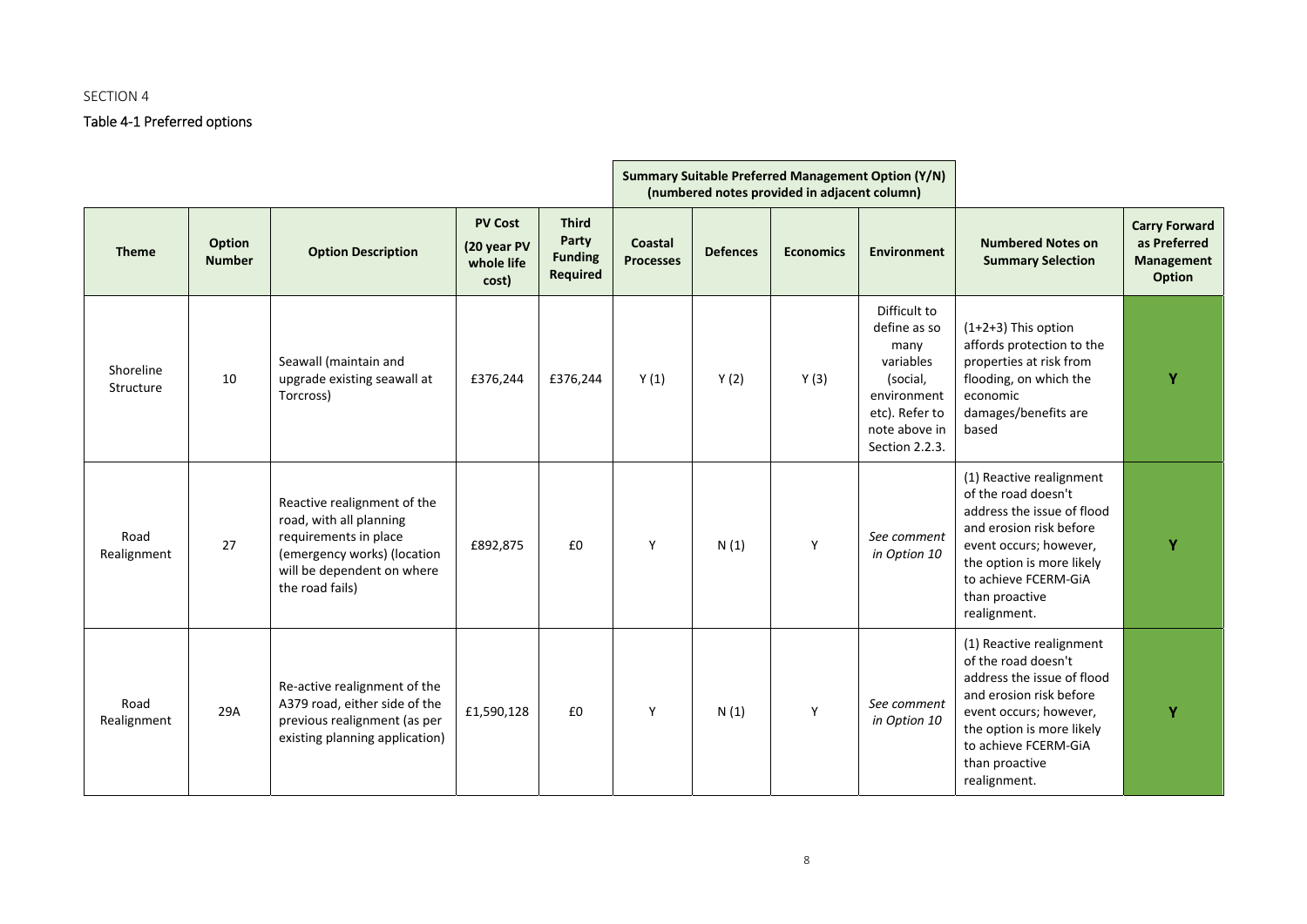SECTION 4

Table 4-1 Preferred options

| Theme | Option Number | Option Description | PV Cost (20 year PV whole life cost) | Third Party Funding Required | Summary Suitable Preferred Management Option (Y/N) (numbered notes provided in adjacent column) | | | | Numbered Notes on Summary Selection | Carry Forward as Preferred Management Option |
|---|---|---|---|---|---|---|---|---|---|---|
| | | | | | Coastal Processes | Defences | Economics | Environment | | |
| Shoreline Structure | 10 | Seawall (maintain and upgrade existing seawall at Torcross) | £376,244 | £376,244 | Y (1) | Y (2) | Y (3) | Difficult to define as so many variables (social, environment etc). Refer to note above in Section 2.2.3. | (1+2+3) This option affords protection to the properties at risk from flooding, on which the economic damages/benefits are based | **Y** |
| Road Realignment | 27 | Reactive realignment of the road, with all planning requirements in place (emergency works) (location will be dependent on where the road fails) | £892,875 | £0 | Y | N (1) | Y | *See comment in Option 10* | (1) Reactive realignment of the road doesn't address the issue of flood and erosion risk before event occurs; however, the option is more likely to achieve FCERM-GiA than proactive realignment. | **Y** |
| Road Realignment | 29A | Re-active realignment of the A379 road, either side of the previous realignment (as per existing planning application) | £1,590,128 | £0 | Y | N (1) | Y | *See comment in Option 10* | (1) Reactive realignment of the road doesn't address the issue of flood and erosion risk before event occurs; however, the option is more likely to achieve FCERM-GiA than proactive realignment. | **Y** |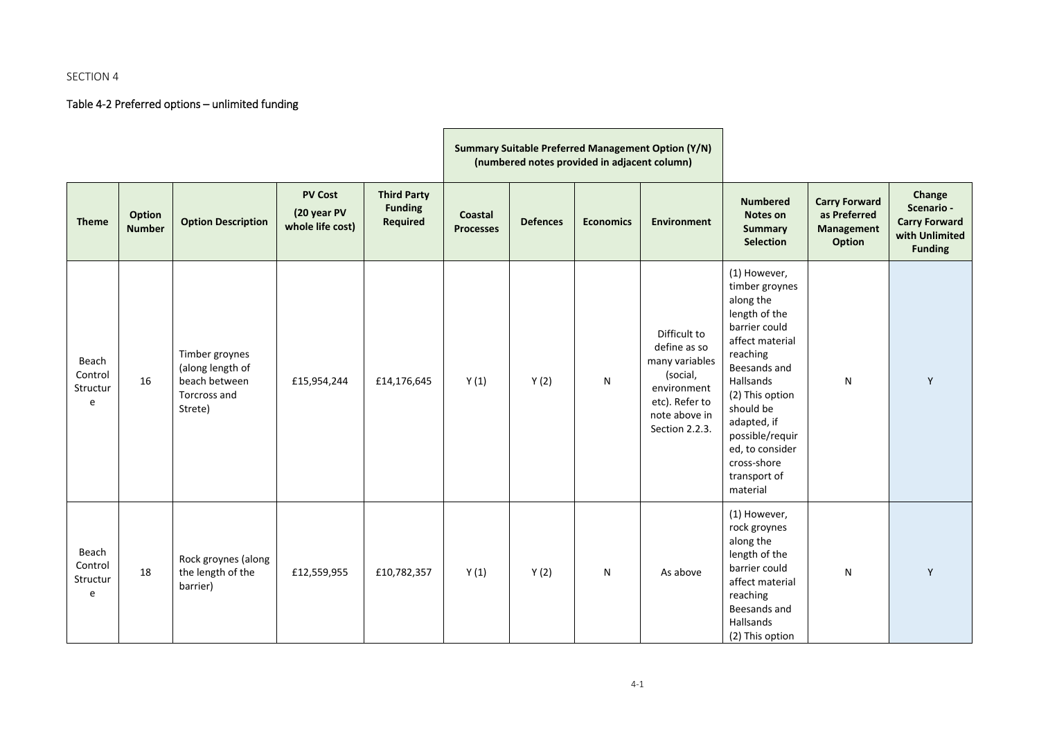SECTION 4

Table 4-2 Preferred options – unlimited funding

| | | | | | Summary Suitable Preferred Management Option (Y/N) (numbered notes provided in adjacent column) | | | | | | |
|---|---|---|---|---|---|---|---|---|---|---|---|
| **Theme** | **Option Number** | **Option Description** | **PV Cost (20 year PV whole life cost)** | **Third Party Funding Required** | **Coastal Processes** | **Defences** | **Economics** | **Environment** | **Numbered Notes on Summary Selection** | **Carry Forward as Preferred Management Option** | **Change Scenario - Carry Forward with Unlimited Funding** |
| Beach Control Structure | 16 | Timber groynes (along length of beach between Torcross and Strete) | £15,954,244 | £14,176,645 | Y (1) | Y (2) | N | Difficult to define as so many variables (social, environment etc). Refer to note above in Section 2.2.3. | (1) However, timber groynes along the length of the barrier could affect material reaching Beesands and Hallsands (2) This option should be adapted, if possible/required, to consider cross-shore transport of material | N | Y |
| Beach Control Structure | 18 | Rock groynes (along the length of the barrier) | £12,559,955 | £10,782,357 | Y (1) | Y (2) | N | As above | (1) However, rock groynes along the length of the barrier could affect material reaching Beesands and Hallsands (2) This option | N | Y |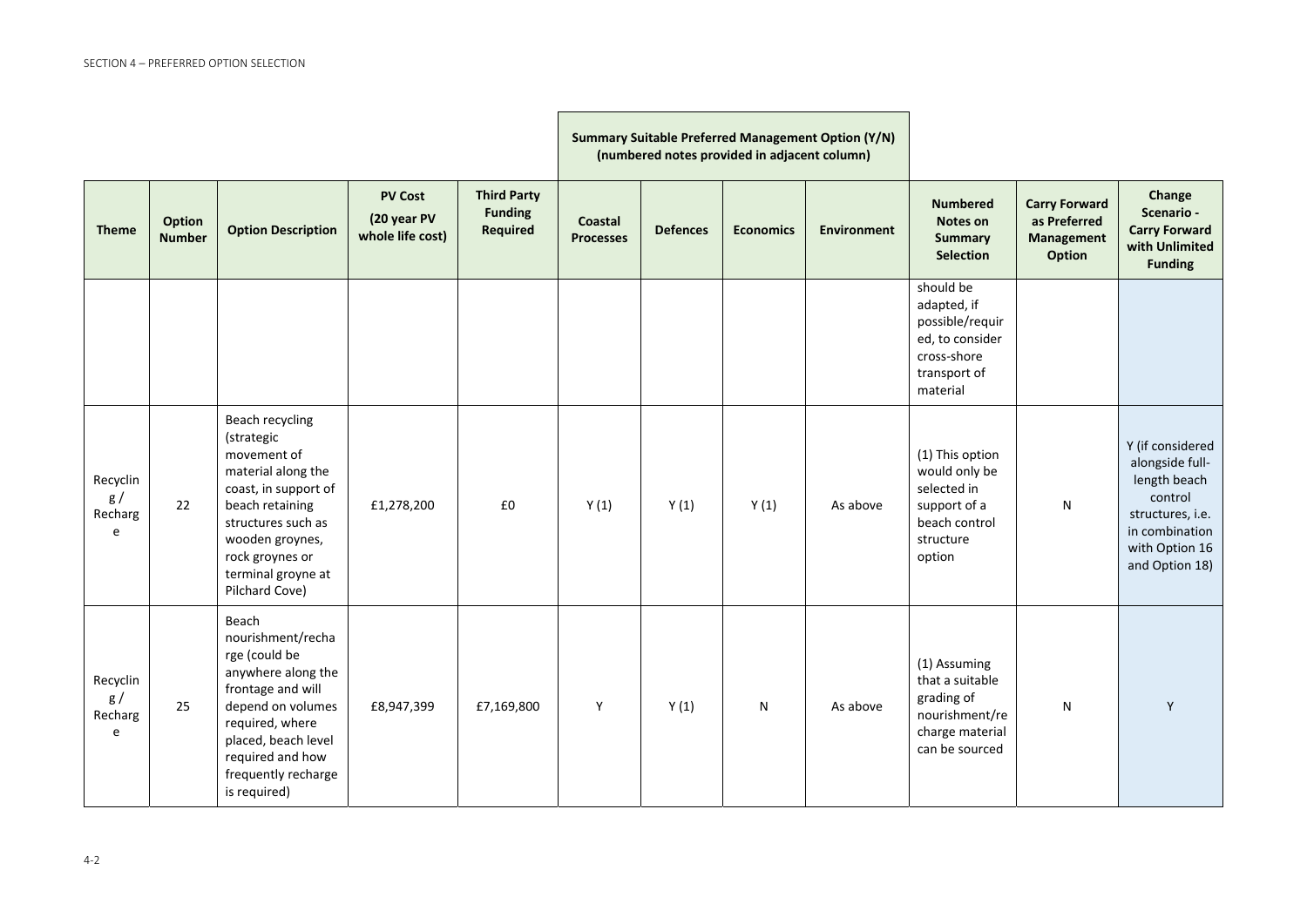| | | | | | Summary Suitable Preferred Management Option (Y/N) (numbered notes provided in adjacent column) | | | | | | |
|---|---|---|---|---|---|---|---|---|---|---|---|
| **Theme** | **Option Number** | **Option Description** | **PV Cost (20 year PV whole life cost)** | **Third Party Funding Required** | **Coastal Processes** | **Defences** | **Economics** | **Environment** | **Numbered Notes on Summary Selection** | **Carry Forward as Preferred Management Option** | **Change Scenario - Carry Forward with Unlimited Funding** |
| | | | | | | | | | should be adapted, if possible/required, to consider cross-shore transport of material | | |
| Recycling / Recharge | 22 | Beach recycling (strategic movement of material along the coast, in support of beach retaining structures such as wooden groynes, rock groynes or terminal groyne at Pilchard Cove) | £1,278,200 | £0 | Y (1) | Y (1) | Y (1) | As above | (1) This option would only be selected in support of a beach control structure option | N | Y (if considered alongside full-length beach control structures, i.e. in combination with Option 16 and Option 18) |
| Recycling / Recharge | 25 | Beach nourishment/recharge (could be anywhere along the frontage and will depend on volumes required, where placed, beach level required and how frequently recharge is required) | £8,947,399 | £7,169,800 | Y | Y (1) | N | As above | (1) Assuming that a suitable grading of nourishment/recharge material can be sourced | N | Y |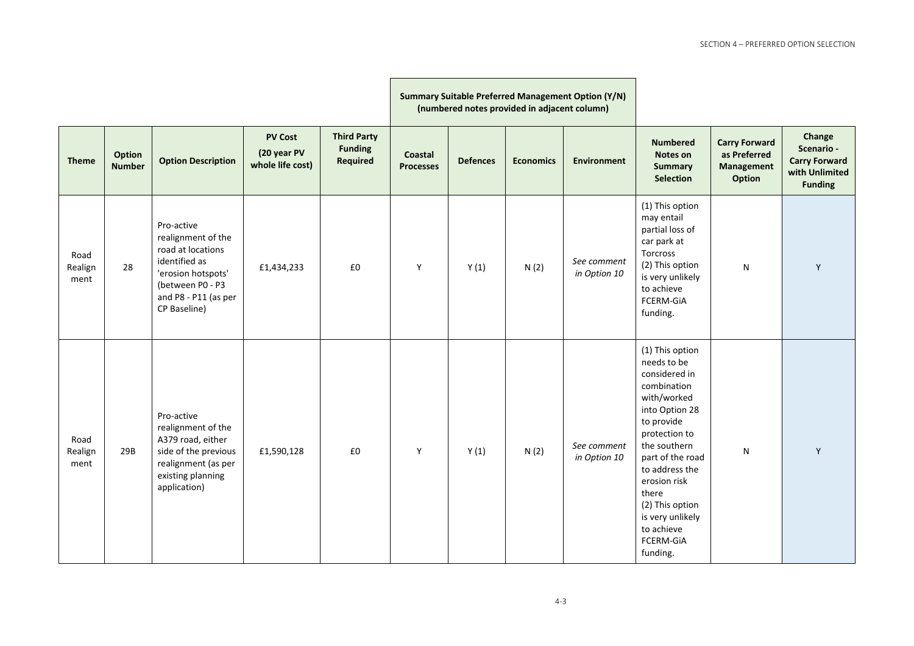| | | | | | Summary Suitable Preferred Management Option (Y/N) (numbered notes provided in adjacent column) | | | | | | |
|---|---|---|---|---|---|---|---|---|---|---|---|
| **Theme** | **Option Number** | **Option Description** | **PV Cost (20 year PV whole life cost)** | **Third Party Funding Required** | **Coastal Processes** | **Defences** | **Economics** | **Environment** | **Numbered Notes on Summary Selection** | **Carry Forward as Preferred Management Option** | **Change Scenario - Carry Forward with Unlimited Funding** |
| Road Realignment | 28 | Pro-active realignment of the road at locations identified as 'erosion hotspots' (between P0 - P3 and P8 - P11 (as per CP Baseline) | £1,434,233 | £0 | Y | Y (1) | N (2) | *See comment in Option 10* | (1) This option may entail partial loss of car park at Torcross (2) This option is very unlikely to achieve FCERM-GiA funding. | N | Y |
| Road Realignment | 29B | Pro-active realignment of the A379 road, either side of the previous realignment (as per existing planning application) | £1,590,128 | £0 | Y | Y (1) | N (2) | *See comment in Option 10* | (1) This option needs to be considered in combination with/worked into Option 28 to provide protection to the southern part of the road to address the erosion risk there (2) This option is very unlikely to achieve FCERM-GiA funding. | N | Y |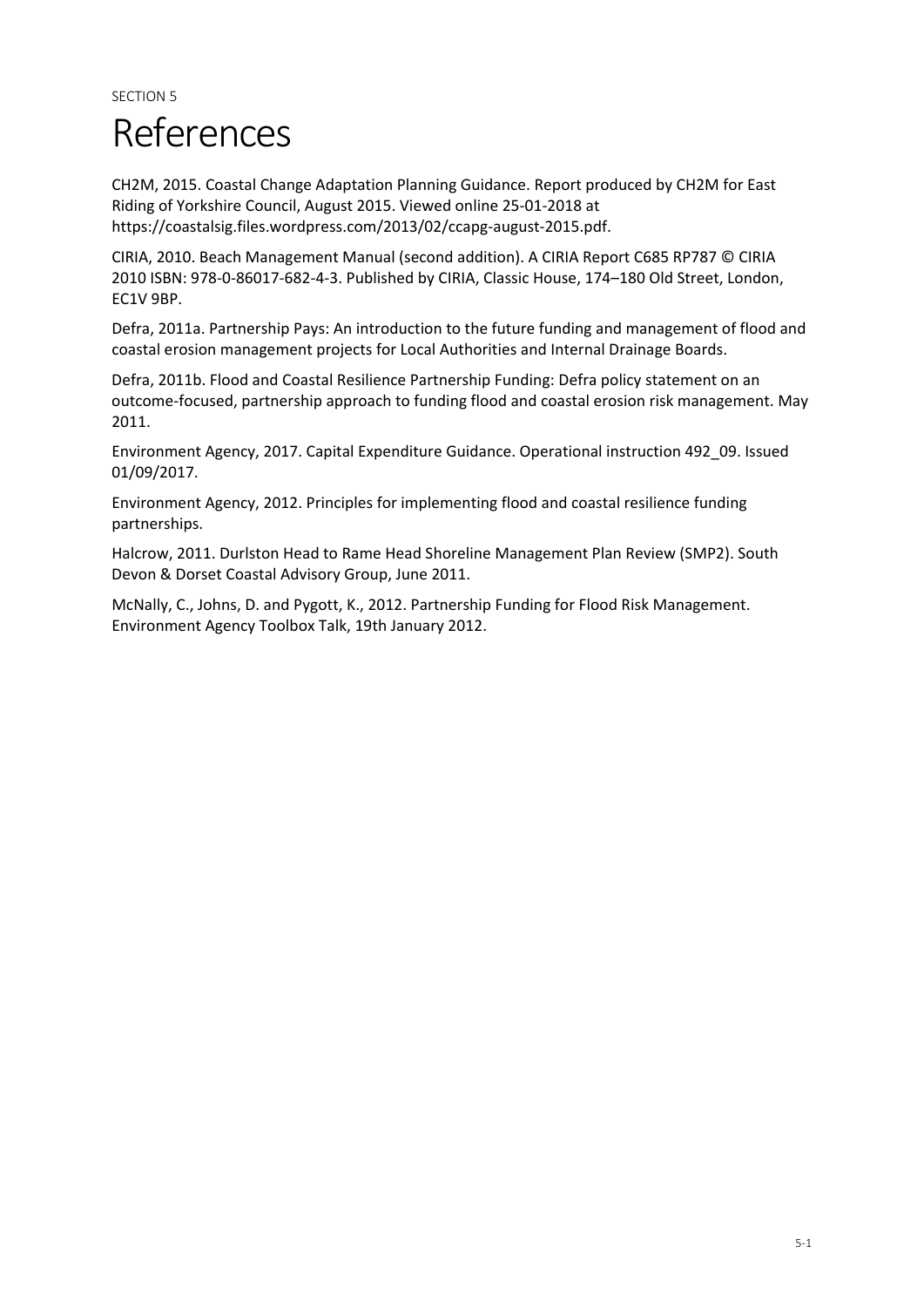SECTION 5

# References

CH2M, 2015. Coastal Change Adaptation Planning Guidance. Report produced by CH2M for East Riding of Yorkshire Council, August 2015. Viewed online 25-01-2018 at https://coastalsig.files.wordpress.com/2013/02/ccapg-august-2015.pdf.

CIRIA, 2010. Beach Management Manual (second addition). A CIRIA Report C685 RP787 © CIRIA 2010 ISBN: 978-0-86017-682-4-3. Published by CIRIA, Classic House, 174–180 Old Street, London, EC1V 9BP.

Defra, 2011a. Partnership Pays: An introduction to the future funding and management of flood and coastal erosion management projects for Local Authorities and Internal Drainage Boards.

Defra, 2011b. Flood and Coastal Resilience Partnership Funding: Defra policy statement on an outcome-focused, partnership approach to funding flood and coastal erosion risk management. May 2011.

Environment Agency, 2017. Capital Expenditure Guidance. Operational instruction 492_09. Issued 01/09/2017.

Environment Agency, 2012. Principles for implementing flood and coastal resilience funding partnerships.

Halcrow, 2011. Durlston Head to Rame Head Shoreline Management Plan Review (SMP2). South Devon & Dorset Coastal Advisory Group, June 2011.

McNally, C., Johns, D. and Pygott, K., 2012. Partnership Funding for Flood Risk Management. Environment Agency Toolbox Talk, 19th January 2012.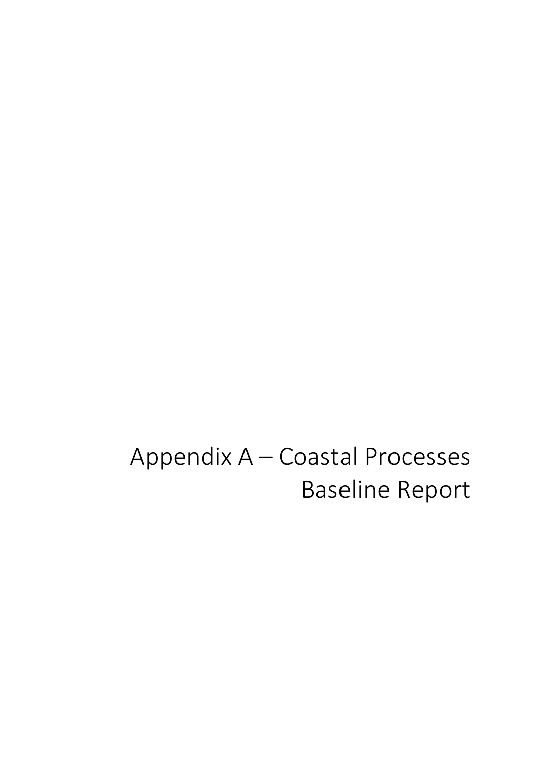# Appendix A – Coastal Processes Baseline Report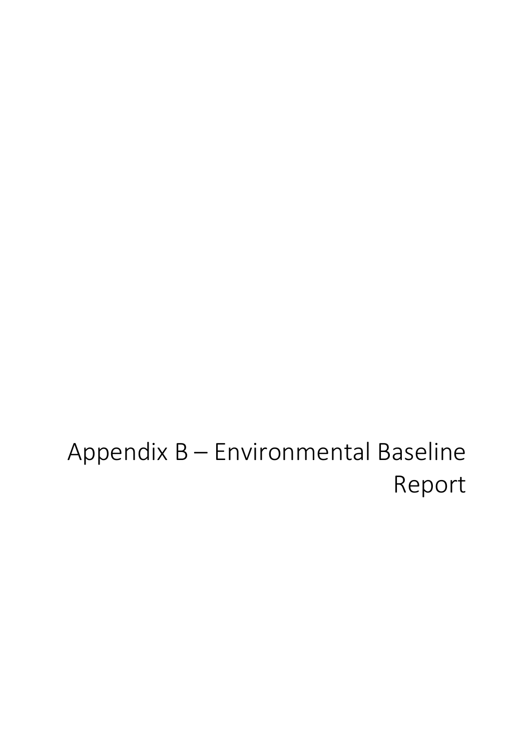# Appendix B – Environmental Baseline Report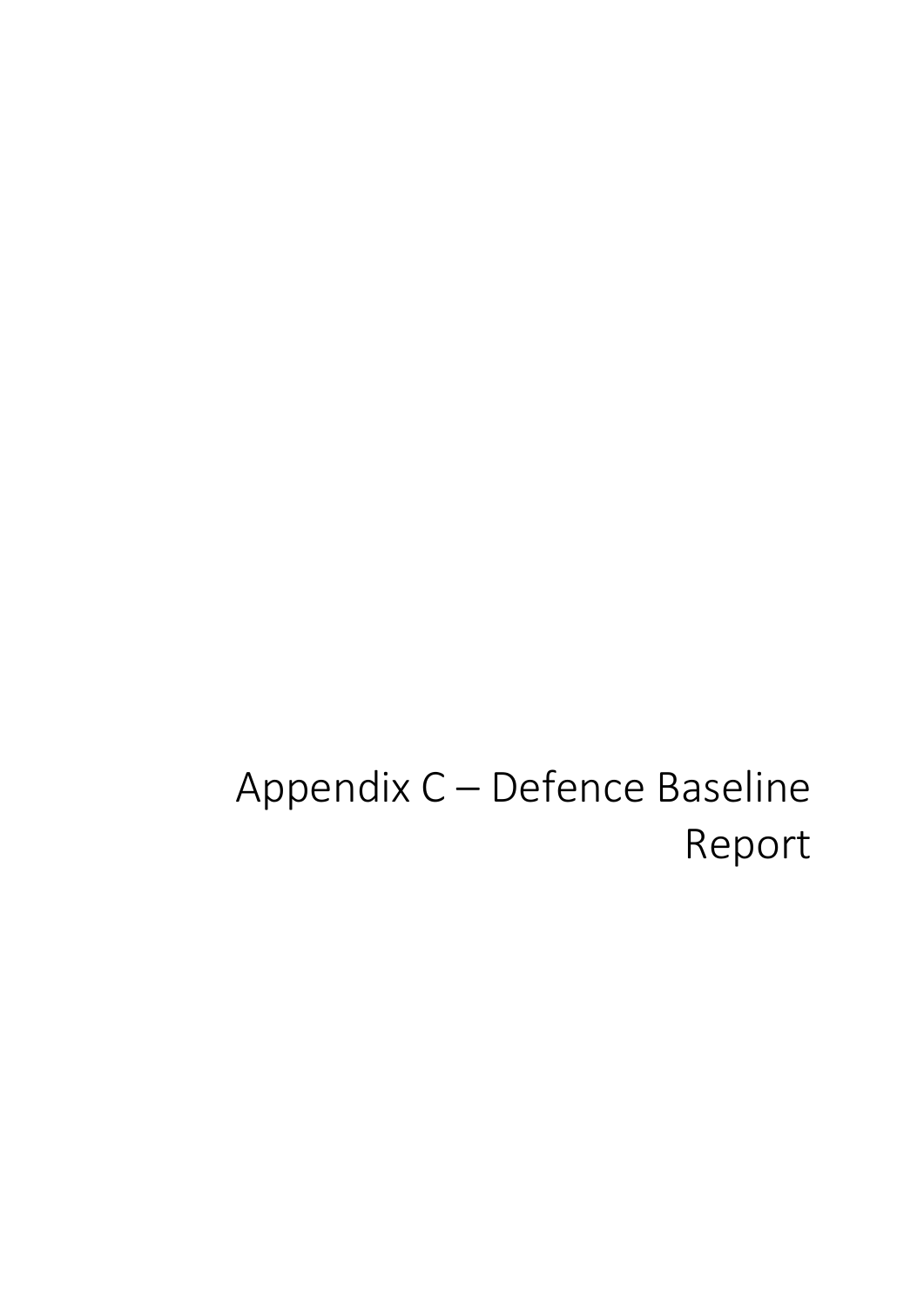# Appendix C – Defence Baseline Report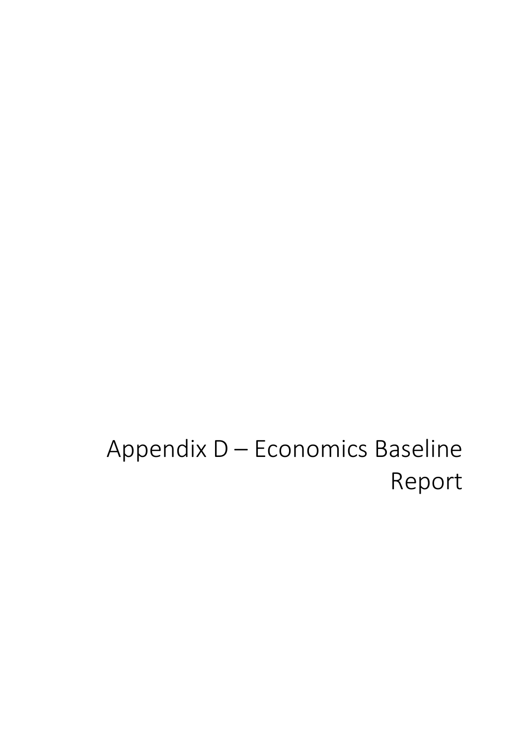# Appendix D – Economics Baseline Report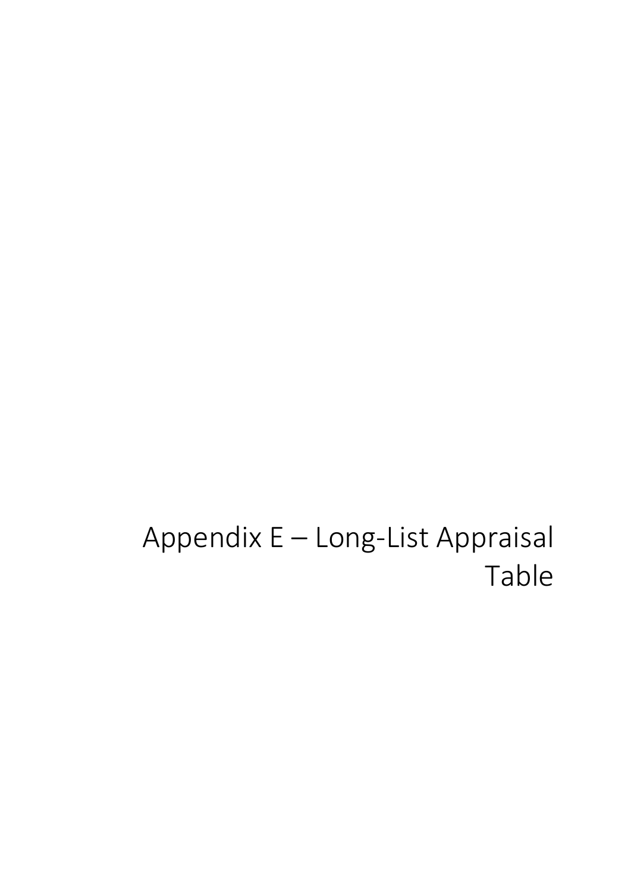# Appendix E – Long-List Appraisal Table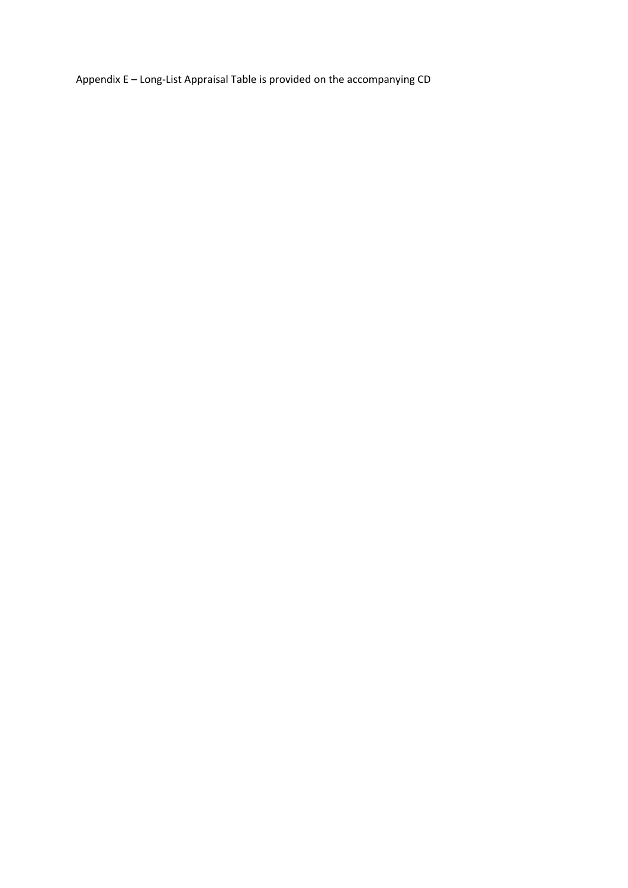Appendix E – Long-List Appraisal Table is provided on the accompanying CD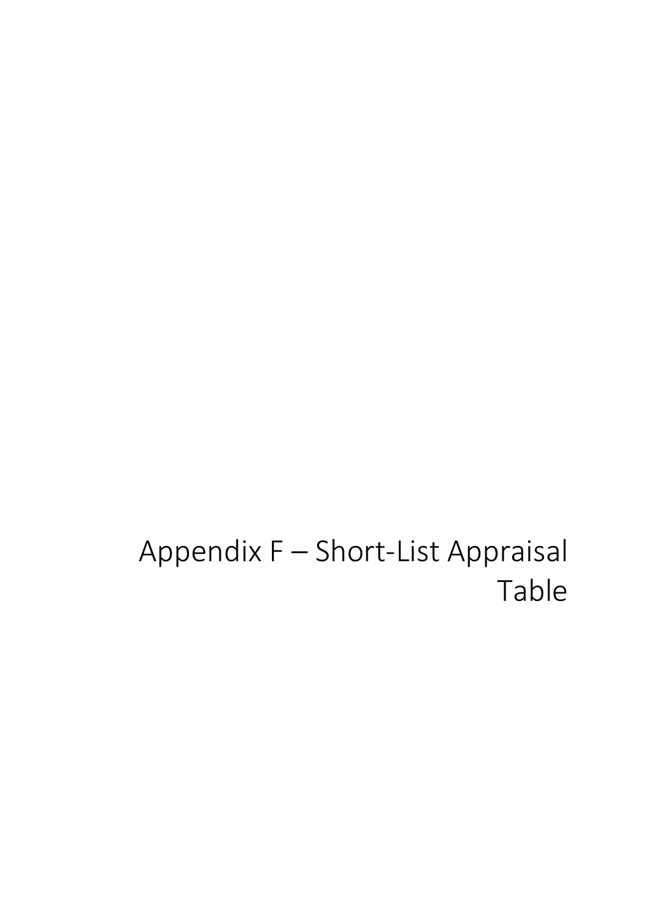# Appendix F – Short-List Appraisal Table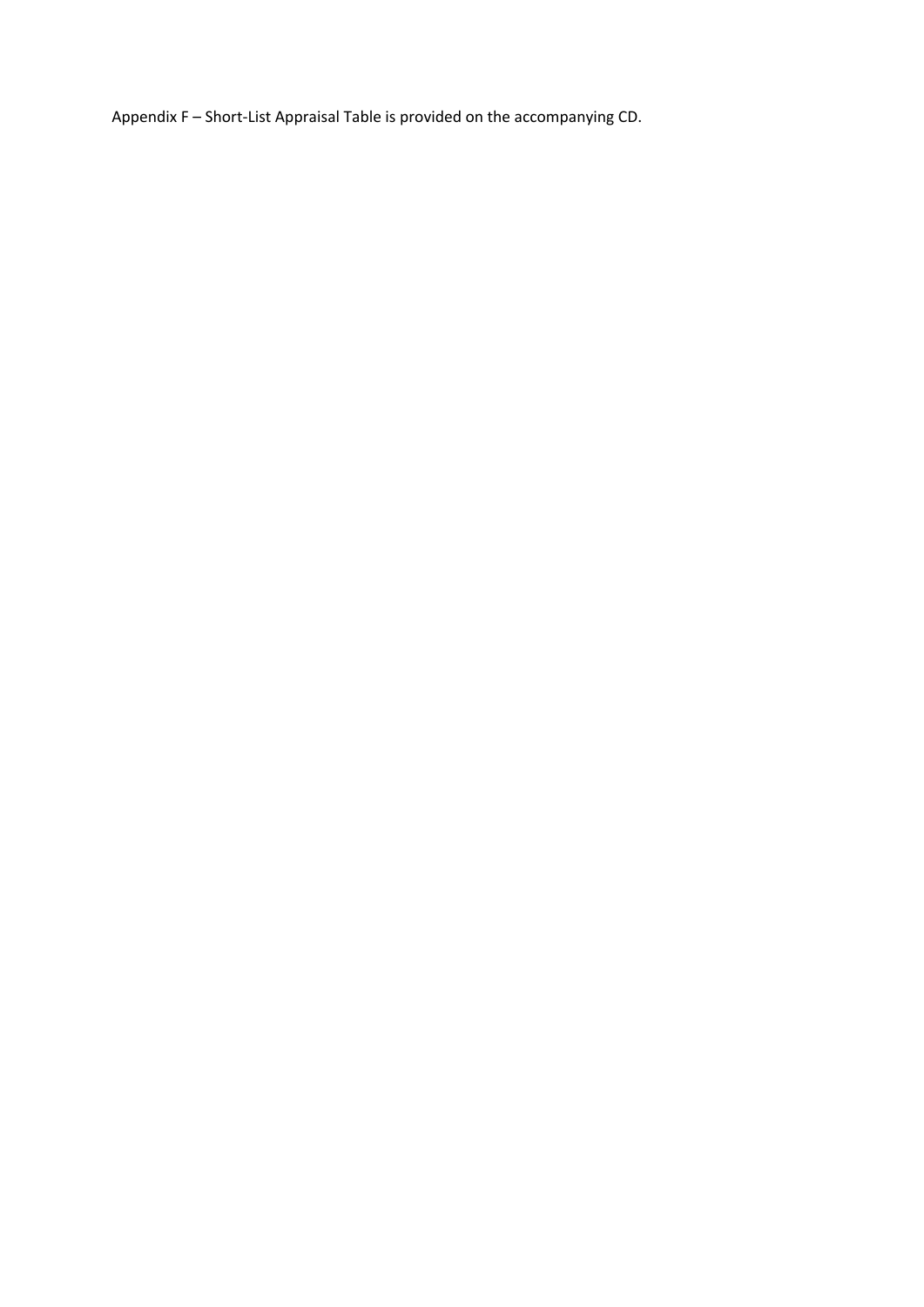Appendix F – Short-List Appraisal Table is provided on the accompanying CD.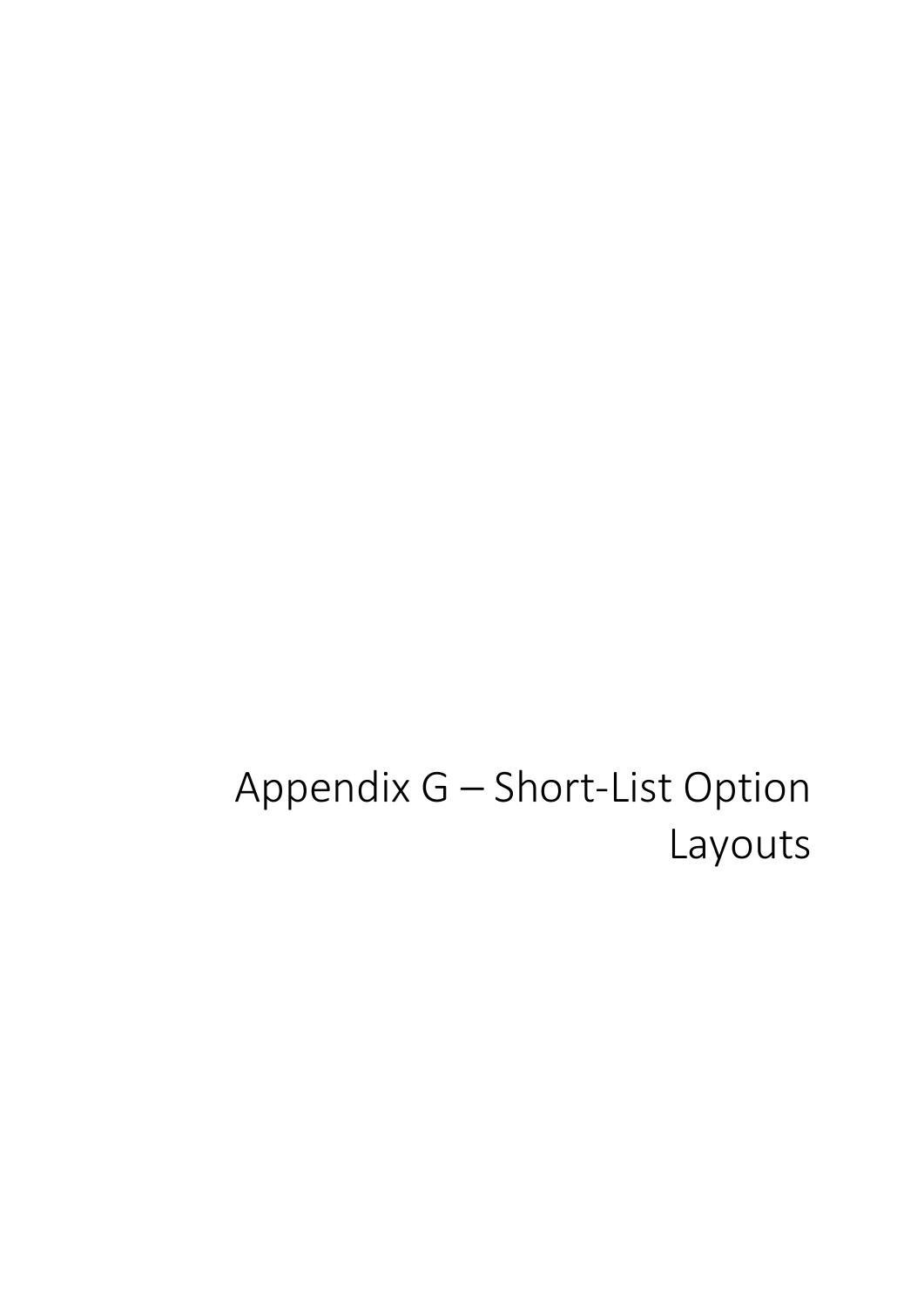# Appendix G – Short-List Option Layouts